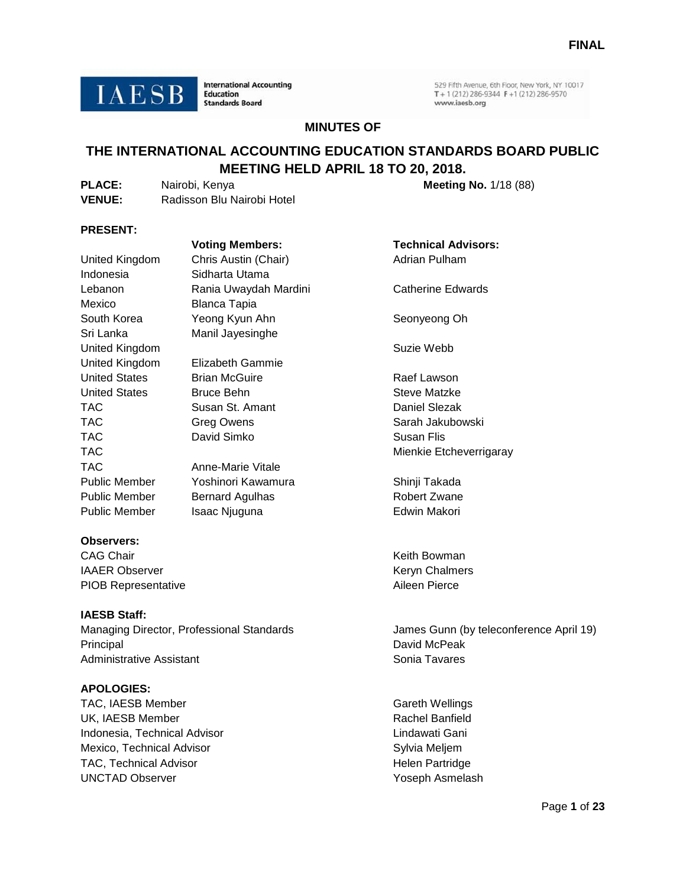**FINAL**

**IAESB** International Accounting Education Standards Board

529 Fifth Avenue, 6th Floor, New York, NY 10017
T + 1 (212) 286-9344 F +1 (212) 286-9570
www.iaesb.org

**MINUTES OF**

# THE INTERNATIONAL ACCOUNTING EDUCATION STANDARDS BOARD PUBLIC MEETING HELD APRIL 18 TO 20, 2018.

**PLACE:** Nairobi, Kenya **Meeting No.** 1/18 (88)
**VENUE:** Radisson Blu Nairobi Hotel

**PRESENT:**

| | **Voting Members:** | **Technical Advisors:** |
|---|---|---|
| United Kingdom | Chris Austin (Chair) | Adrian Pulham |
| Indonesia | Sidharta Utama | |
| Lebanon | Rania Uwaydah Mardini | Catherine Edwards |
| Mexico | Blanca Tapia | |
| South Korea | Yeong Kyun Ahn | Seonyeong Oh |
| Sri Lanka | Manil Jayesinghe | |
| United Kingdom | | Suzie Webb |
| United Kingdom | Elizabeth Gammie | |
| United States | Brian McGuire | Raef Lawson |
| United States | Bruce Behn | Steve Matzke |
| TAC | Susan St. Amant | Daniel Slezak |
| TAC | Greg Owens | Sarah Jakubowski |
| TAC | David Simko | Susan Flis |
| TAC | | Mienkie Etcheverrigaray |
| TAC | Anne-Marie Vitale | |
| Public Member | Yoshinori Kawamura | Shinji Takada |
| Public Member | Bernard Agulhas | Robert Zwane |
| Public Member | Isaac Njuguna | Edwin Makori |

**Observers:**

| | |
|---|---|
| CAG Chair | Keith Bowman |
| IAAER Observer | Keryn Chalmers |
| PIOB Representative | Aileen Pierce |

**IAESB Staff:**

| | |
|---|---|
| Managing Director, Professional Standards | James Gunn (by teleconference April 19) |
| Principal | David McPeak |
| Administrative Assistant | Sonia Tavares |

**APOLOGIES:**

| | |
|---|---|
| TAC, IAESB Member | Gareth Wellings |
| UK, IAESB Member | Rachel Banfield |
| Indonesia, Technical Advisor | Lindawati Gani |
| Mexico, Technical Advisor | Sylvia Meljem |
| TAC, Technical Advisor | Helen Partridge |
| UNCTAD Observer | Yoseph Asmelash |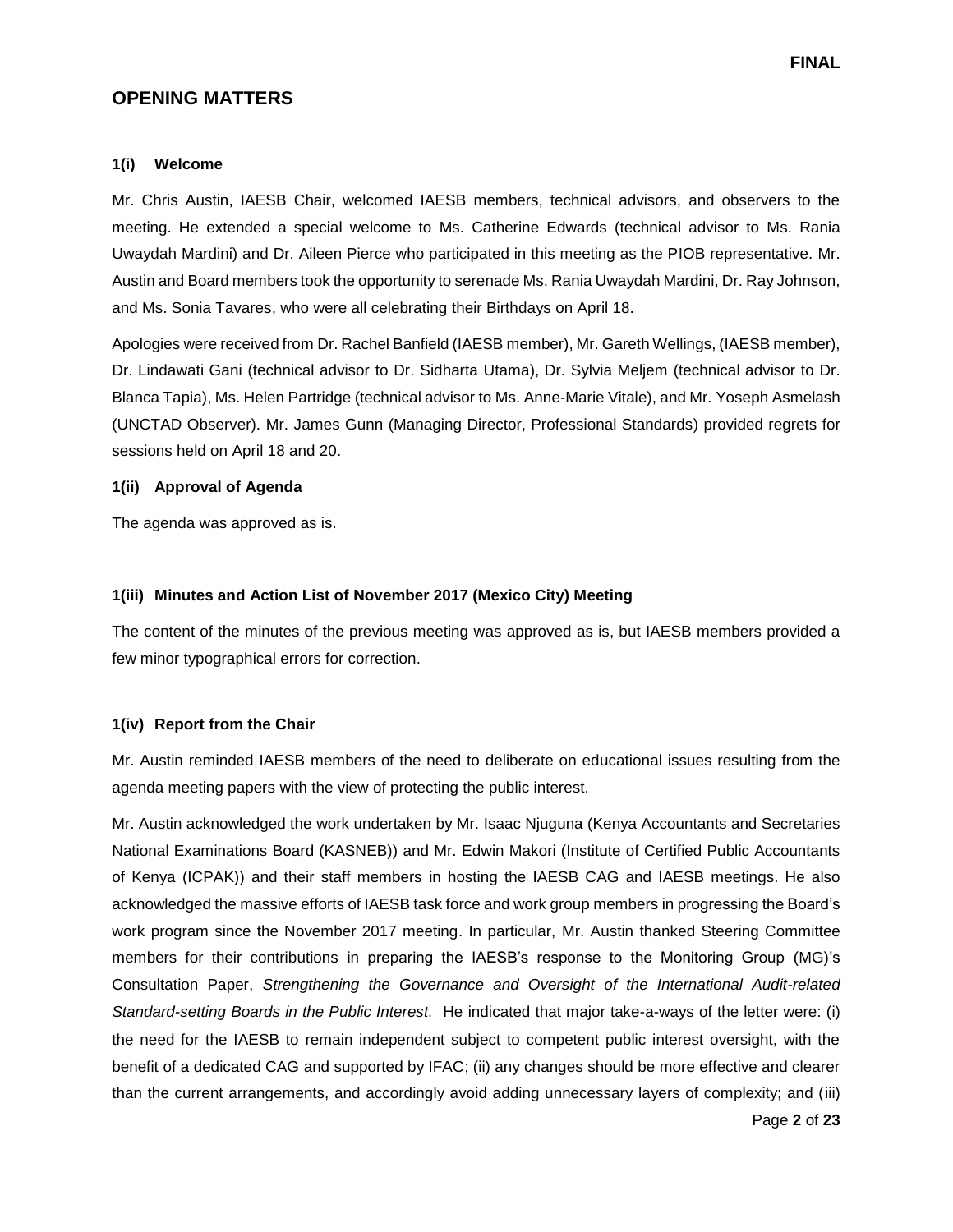## OPENING MATTERS

### 1(i) Welcome

Mr. Chris Austin, IAESB Chair, welcomed IAESB members, technical advisors, and observers to the meeting. He extended a special welcome to Ms. Catherine Edwards (technical advisor to Ms. Rania Uwaydah Mardini) and Dr. Aileen Pierce who participated in this meeting as the PIOB representative. Mr. Austin and Board members took the opportunity to serenade Ms. Rania Uwaydah Mardini, Dr. Ray Johnson, and Ms. Sonia Tavares, who were all celebrating their Birthdays on April 18.

Apologies were received from Dr. Rachel Banfield (IAESB member), Mr. Gareth Wellings, (IAESB member), Dr. Lindawati Gani (technical advisor to Dr. Sidharta Utama), Dr. Sylvia Meljem (technical advisor to Dr. Blanca Tapia), Ms. Helen Partridge (technical advisor to Ms. Anne-Marie Vitale), and Mr. Yoseph Asmelash (UNCTAD Observer). Mr. James Gunn (Managing Director, Professional Standards) provided regrets for sessions held on April 18 and 20.

### 1(ii) Approval of Agenda

The agenda was approved as is.

### 1(iii) Minutes and Action List of November 2017 (Mexico City) Meeting

The content of the minutes of the previous meeting was approved as is, but IAESB members provided a few minor typographical errors for correction.

### 1(iv) Report from the Chair

Mr. Austin reminded IAESB members of the need to deliberate on educational issues resulting from the agenda meeting papers with the view of protecting the public interest.

Mr. Austin acknowledged the work undertaken by Mr. Isaac Njuguna (Kenya Accountants and Secretaries National Examinations Board (KASNEB)) and Mr. Edwin Makori (Institute of Certified Public Accountants of Kenya (ICPAK)) and their staff members in hosting the IAESB CAG and IAESB meetings. He also acknowledged the massive efforts of IAESB task force and work group members in progressing the Board's work program since the November 2017 meeting. In particular, Mr. Austin thanked Steering Committee members for their contributions in preparing the IAESB's response to the Monitoring Group (MG)'s Consultation Paper, *Strengthening the Governance and Oversight of the International Audit-related Standard-setting Boards in the Public Interest.* He indicated that major take-a-ways of the letter were: (i) the need for the IAESB to remain independent subject to competent public interest oversight, with the benefit of a dedicated CAG and supported by IFAC; (ii) any changes should be more effective and clearer than the current arrangements, and accordingly avoid adding unnecessary layers of complexity; and (iii)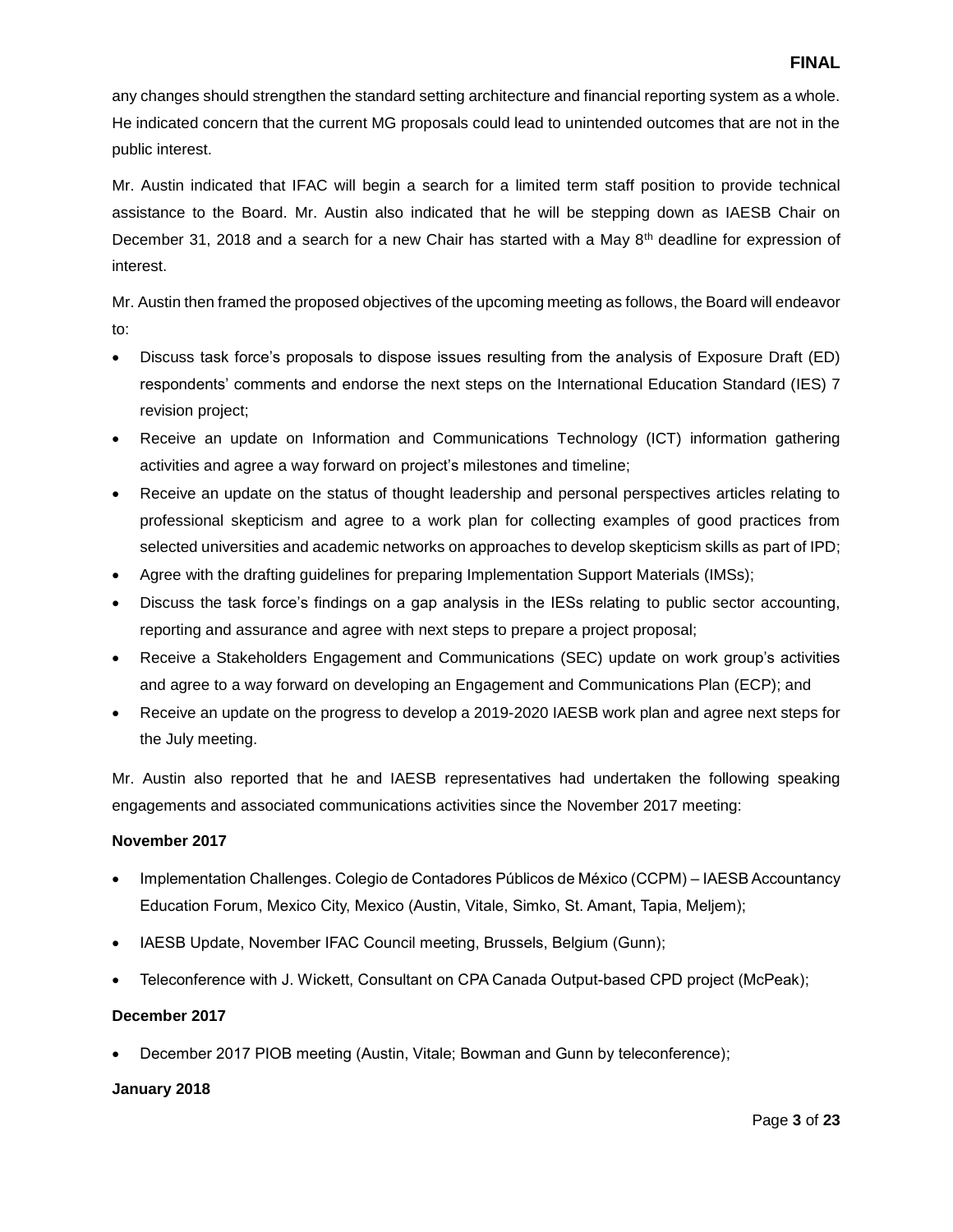any changes should strengthen the standard setting architecture and financial reporting system as a whole. He indicated concern that the current MG proposals could lead to unintended outcomes that are not in the public interest.

Mr. Austin indicated that IFAC will begin a search for a limited term staff position to provide technical assistance to the Board. Mr. Austin also indicated that he will be stepping down as IAESB Chair on December 31, 2018 and a search for a new Chair has started with a May 8th deadline for expression of interest.

Mr. Austin then framed the proposed objectives of the upcoming meeting as follows, the Board will endeavor to:

- Discuss task force's proposals to dispose issues resulting from the analysis of Exposure Draft (ED) respondents' comments and endorse the next steps on the International Education Standard (IES) 7 revision project;
- Receive an update on Information and Communications Technology (ICT) information gathering activities and agree a way forward on project's milestones and timeline;
- Receive an update on the status of thought leadership and personal perspectives articles relating to professional skepticism and agree to a work plan for collecting examples of good practices from selected universities and academic networks on approaches to develop skepticism skills as part of IPD;
- Agree with the drafting guidelines for preparing Implementation Support Materials (IMSs);
- Discuss the task force's findings on a gap analysis in the IESs relating to public sector accounting, reporting and assurance and agree with next steps to prepare a project proposal;
- Receive a Stakeholders Engagement and Communications (SEC) update on work group's activities and agree to a way forward on developing an Engagement and Communications Plan (ECP); and
- Receive an update on the progress to develop a 2019-2020 IAESB work plan and agree next steps for the July meeting.

Mr. Austin also reported that he and IAESB representatives had undertaken the following speaking engagements and associated communications activities since the November 2017 meeting:

**November 2017**

- Implementation Challenges. Colegio de Contadores Públicos de México (CCPM) – IAESB Accountancy Education Forum, Mexico City, Mexico (Austin, Vitale, Simko, St. Amant, Tapia, Meljem);
- IAESB Update, November IFAC Council meeting, Brussels, Belgium (Gunn);
- Teleconference with J. Wickett, Consultant on CPA Canada Output-based CPD project (McPeak);

**December 2017**

- December 2017 PIOB meeting (Austin, Vitale; Bowman and Gunn by teleconference);

**January 2018**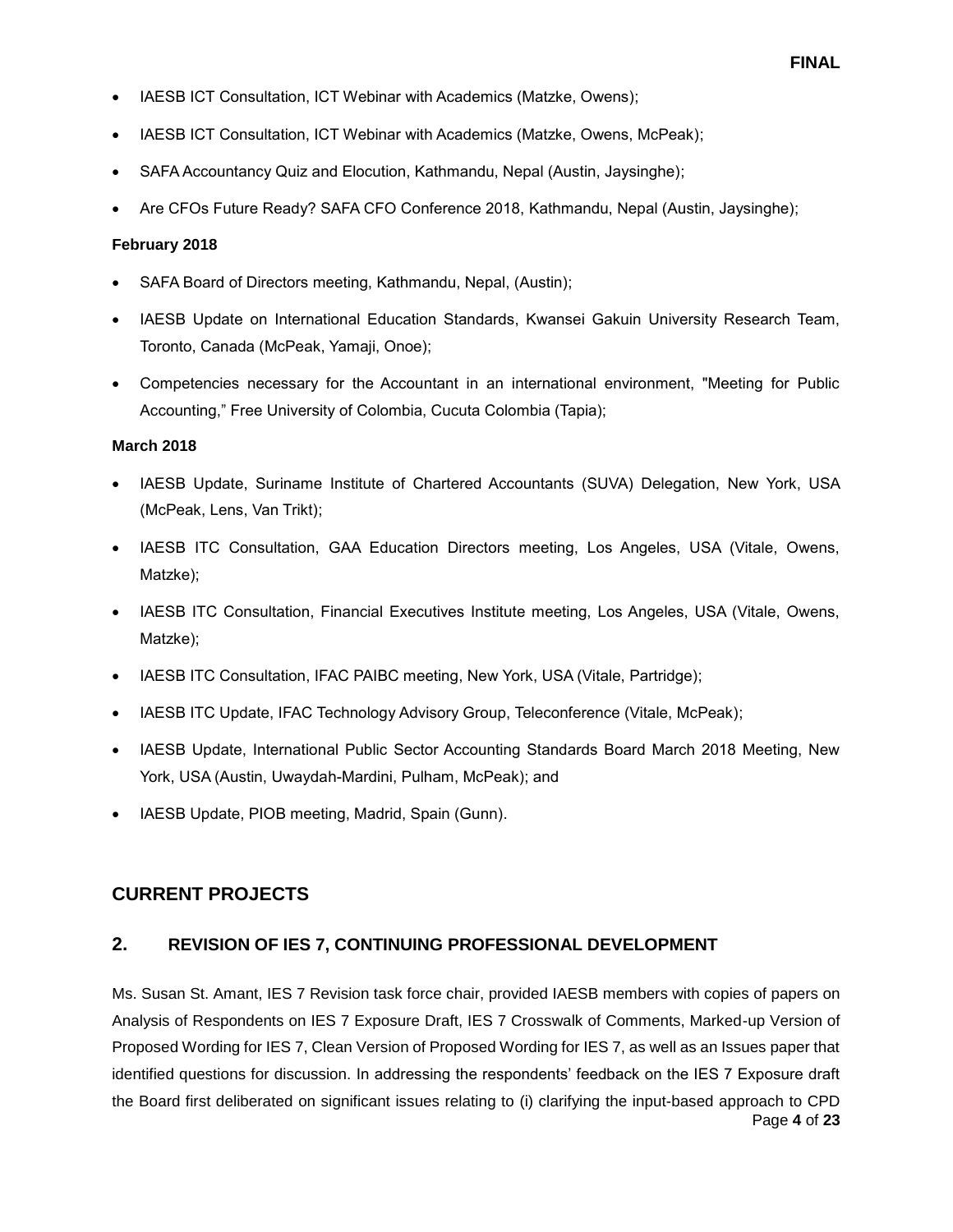- IAESB ICT Consultation, ICT Webinar with Academics (Matzke, Owens);
- IAESB ICT Consultation, ICT Webinar with Academics (Matzke, Owens, McPeak);
- SAFA Accountancy Quiz and Elocution, Kathmandu, Nepal (Austin, Jaysinghe);
- Are CFOs Future Ready? SAFA CFO Conference 2018, Kathmandu, Nepal (Austin, Jaysinghe);

**February 2018**

- SAFA Board of Directors meeting, Kathmandu, Nepal, (Austin);
- IAESB Update on International Education Standards, Kwansei Gakuin University Research Team, Toronto, Canada (McPeak, Yamaji, Onoe);
- Competencies necessary for the Accountant in an international environment, "Meeting for Public Accounting," Free University of Colombia, Cucuta Colombia (Tapia);

**March 2018**

- IAESB Update, Suriname Institute of Chartered Accountants (SUVA) Delegation, New York, USA (McPeak, Lens, Van Trikt);
- IAESB ITC Consultation, GAA Education Directors meeting, Los Angeles, USA (Vitale, Owens, Matzke);
- IAESB ITC Consultation, Financial Executives Institute meeting, Los Angeles, USA (Vitale, Owens, Matzke);
- IAESB ITC Consultation, IFAC PAIBC meeting, New York, USA (Vitale, Partridge);
- IAESB ITC Update, IFAC Technology Advisory Group, Teleconference (Vitale, McPeak);
- IAESB Update, International Public Sector Accounting Standards Board March 2018 Meeting, New York, USA (Austin, Uwaydah-Mardini, Pulham, McPeak); and
- IAESB Update, PIOB meeting, Madrid, Spain (Gunn).

## CURRENT PROJECTS

## 2. REVISION OF IES 7, CONTINUING PROFESSIONAL DEVELOPMENT

Ms. Susan St. Amant, IES 7 Revision task force chair, provided IAESB members with copies of papers on Analysis of Respondents on IES 7 Exposure Draft, IES 7 Crosswalk of Comments, Marked-up Version of Proposed Wording for IES 7, Clean Version of Proposed Wording for IES 7, as well as an Issues paper that identified questions for discussion. In addressing the respondents' feedback on the IES 7 Exposure draft the Board first deliberated on significant issues relating to (i) clarifying the input-based approach to CPD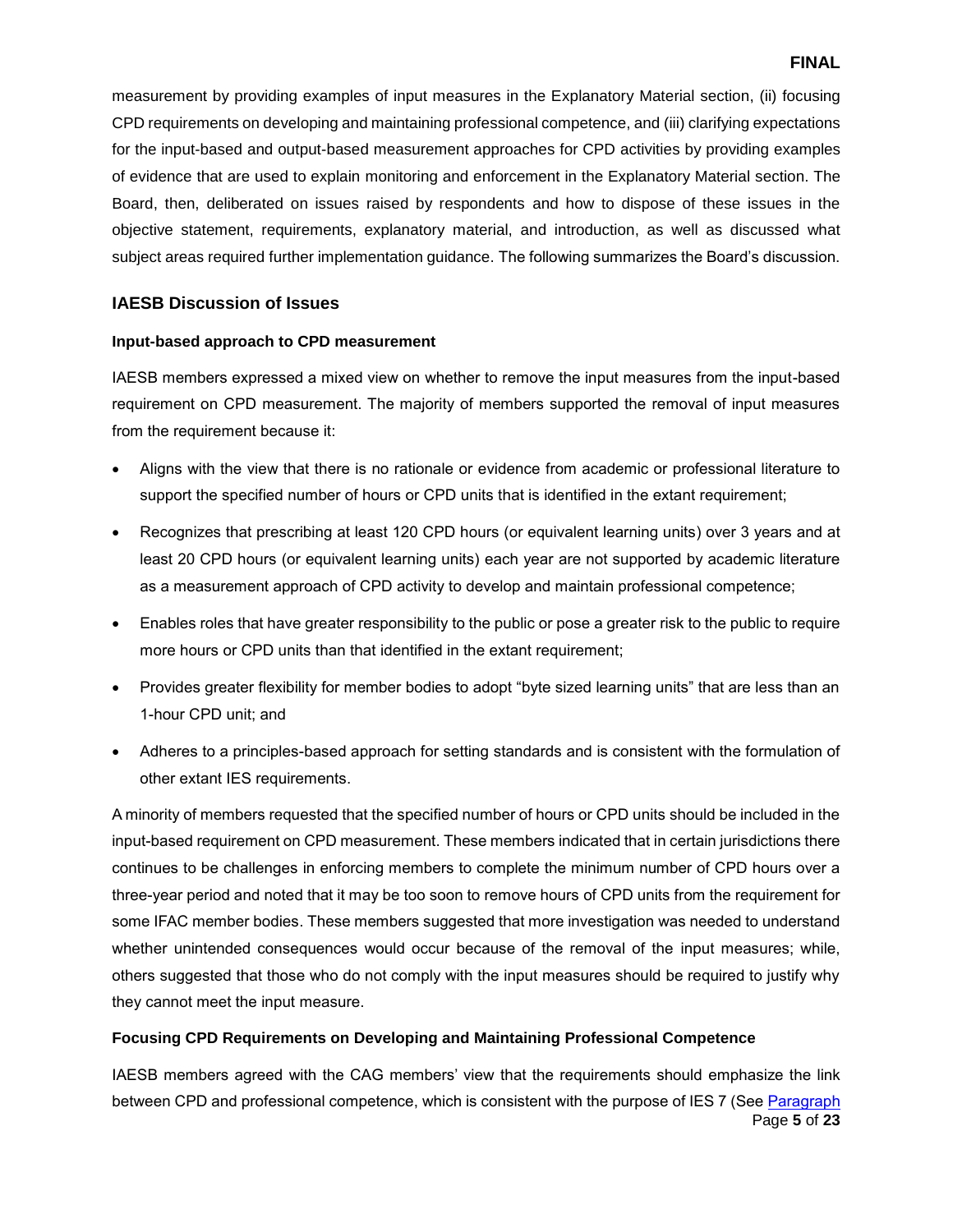measurement by providing examples of input measures in the Explanatory Material section, (ii) focusing CPD requirements on developing and maintaining professional competence, and (iii) clarifying expectations for the input-based and output-based measurement approaches for CPD activities by providing examples of evidence that are used to explain monitoring and enforcement in the Explanatory Material section. The Board, then, deliberated on issues raised by respondents and how to dispose of these issues in the objective statement, requirements, explanatory material, and introduction, as well as discussed what subject areas required further implementation guidance. The following summarizes the Board's discussion.

## IAESB Discussion of Issues

### Input-based approach to CPD measurement

IAESB members expressed a mixed view on whether to remove the input measures from the input-based requirement on CPD measurement. The majority of members supported the removal of input measures from the requirement because it:

- Aligns with the view that there is no rationale or evidence from academic or professional literature to support the specified number of hours or CPD units that is identified in the extant requirement;
- Recognizes that prescribing at least 120 CPD hours (or equivalent learning units) over 3 years and at least 20 CPD hours (or equivalent learning units) each year are not supported by academic literature as a measurement approach of CPD activity to develop and maintain professional competence;
- Enables roles that have greater responsibility to the public or pose a greater risk to the public to require more hours or CPD units than that identified in the extant requirement;
- Provides greater flexibility for member bodies to adopt "byte sized learning units" that are less than an 1-hour CPD unit; and
- Adheres to a principles-based approach for setting standards and is consistent with the formulation of other extant IES requirements.

A minority of members requested that the specified number of hours or CPD units should be included in the input-based requirement on CPD measurement. These members indicated that in certain jurisdictions there continues to be challenges in enforcing members to complete the minimum number of CPD hours over a three-year period and noted that it may be too soon to remove hours of CPD units from the requirement for some IFAC member bodies. These members suggested that more investigation was needed to understand whether unintended consequences would occur because of the removal of the input measures; while, others suggested that those who do not comply with the input measures should be required to justify why they cannot meet the input measure.

### Focusing CPD Requirements on Developing and Maintaining Professional Competence

IAESB members agreed with the CAG members' view that the requirements should emphasize the link between CPD and professional competence, which is consistent with the purpose of IES 7 (See Paragraph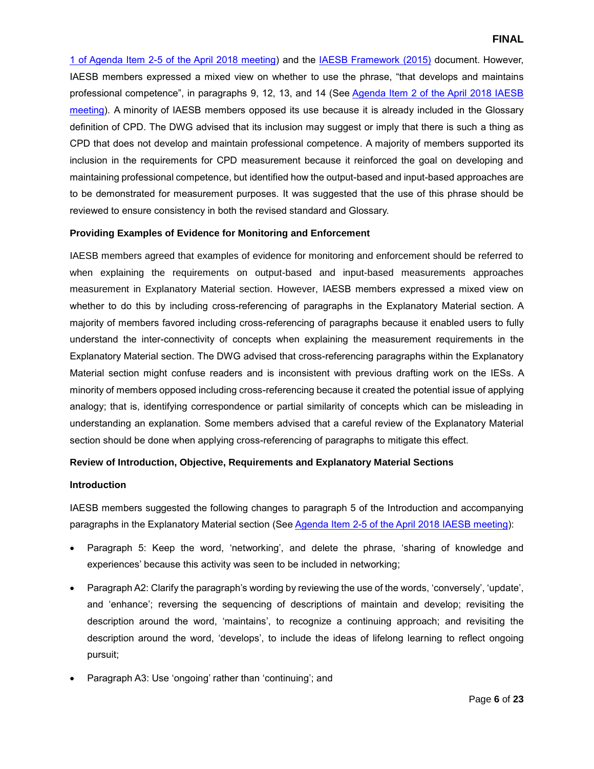1 of Agenda Item 2-5 of the April 2018 meeting) and the IAESB Framework (2015) document. However, IAESB members expressed a mixed view on whether to use the phrase, "that develops and maintains professional competence", in paragraphs 9, 12, 13, and 14 (See Agenda Item 2 of the April 2018 IAESB meeting). A minority of IAESB members opposed its use because it is already included in the Glossary definition of CPD. The DWG advised that its inclusion may suggest or imply that there is such a thing as CPD that does not develop and maintain professional competence. A majority of members supported its inclusion in the requirements for CPD measurement because it reinforced the goal on developing and maintaining professional competence, but identified how the output-based and input-based approaches are to be demonstrated for measurement purposes. It was suggested that the use of this phrase should be reviewed to ensure consistency in both the revised standard and Glossary.

**Providing Examples of Evidence for Monitoring and Enforcement**

IAESB members agreed that examples of evidence for monitoring and enforcement should be referred to when explaining the requirements on output-based and input-based measurements approaches measurement in Explanatory Material section. However, IAESB members expressed a mixed view on whether to do this by including cross-referencing of paragraphs in the Explanatory Material section. A majority of members favored including cross-referencing of paragraphs because it enabled users to fully understand the inter-connectivity of concepts when explaining the measurement requirements in the Explanatory Material section. The DWG advised that cross-referencing paragraphs within the Explanatory Material section might confuse readers and is inconsistent with previous drafting work on the IESs. A minority of members opposed including cross-referencing because it created the potential issue of applying analogy; that is, identifying correspondence or partial similarity of concepts which can be misleading in understanding an explanation. Some members advised that a careful review of the Explanatory Material section should be done when applying cross-referencing of paragraphs to mitigate this effect.

**Review of Introduction, Objective, Requirements and Explanatory Material Sections**

**Introduction**

IAESB members suggested the following changes to paragraph 5 of the Introduction and accompanying paragraphs in the Explanatory Material section (See Agenda Item 2-5 of the April 2018 IAESB meeting):

- Paragraph 5: Keep the word, 'networking', and delete the phrase, 'sharing of knowledge and experiences' because this activity was seen to be included in networking;
- Paragraph A2: Clarify the paragraph's wording by reviewing the use of the words, 'conversely', 'update', and 'enhance'; reversing the sequencing of descriptions of maintain and develop; revisiting the description around the word, 'maintains', to recognize a continuing approach; and revisiting the description around the word, 'develops', to include the ideas of lifelong learning to reflect ongoing pursuit;
- Paragraph A3: Use 'ongoing' rather than 'continuing'; and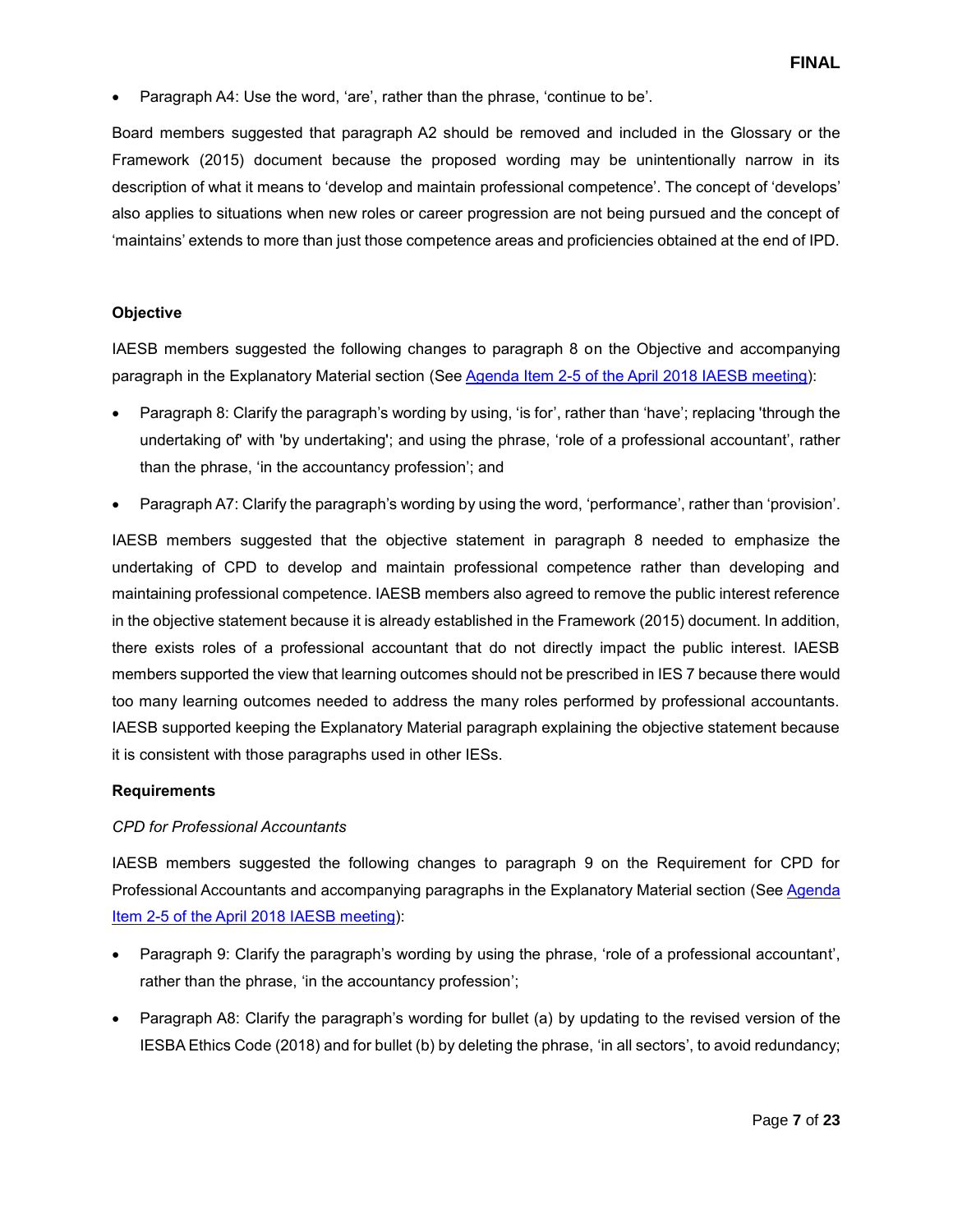- Paragraph A4: Use the word, 'are', rather than the phrase, 'continue to be'.

Board members suggested that paragraph A2 should be removed and included in the Glossary or the Framework (2015) document because the proposed wording may be unintentionally narrow in its description of what it means to 'develop and maintain professional competence'. The concept of 'develops' also applies to situations when new roles or career progression are not being pursued and the concept of 'maintains' extends to more than just those competence areas and proficiencies obtained at the end of IPD.

**Objective**

IAESB members suggested the following changes to paragraph 8 on the Objective and accompanying paragraph in the Explanatory Material section (See Agenda Item 2-5 of the April 2018 IAESB meeting):

- Paragraph 8: Clarify the paragraph's wording by using, 'is for', rather than 'have'; replacing 'through the undertaking of' with 'by undertaking'; and using the phrase, 'role of a professional accountant', rather than the phrase, 'in the accountancy profession'; and
- Paragraph A7: Clarify the paragraph's wording by using the word, 'performance', rather than 'provision'.

IAESB members suggested that the objective statement in paragraph 8 needed to emphasize the undertaking of CPD to develop and maintain professional competence rather than developing and maintaining professional competence. IAESB members also agreed to remove the public interest reference in the objective statement because it is already established in the Framework (2015) document. In addition, there exists roles of a professional accountant that do not directly impact the public interest. IAESB members supported the view that learning outcomes should not be prescribed in IES 7 because there would too many learning outcomes needed to address the many roles performed by professional accountants. IAESB supported keeping the Explanatory Material paragraph explaining the objective statement because it is consistent with those paragraphs used in other IESs.

**Requirements**

*CPD for Professional Accountants*

IAESB members suggested the following changes to paragraph 9 on the Requirement for CPD for Professional Accountants and accompanying paragraphs in the Explanatory Material section (See Agenda Item 2-5 of the April 2018 IAESB meeting):

- Paragraph 9: Clarify the paragraph's wording by using the phrase, 'role of a professional accountant', rather than the phrase, 'in the accountancy profession';
- Paragraph A8: Clarify the paragraph's wording for bullet (a) by updating to the revised version of the IESBA Ethics Code (2018) and for bullet (b) by deleting the phrase, 'in all sectors', to avoid redundancy;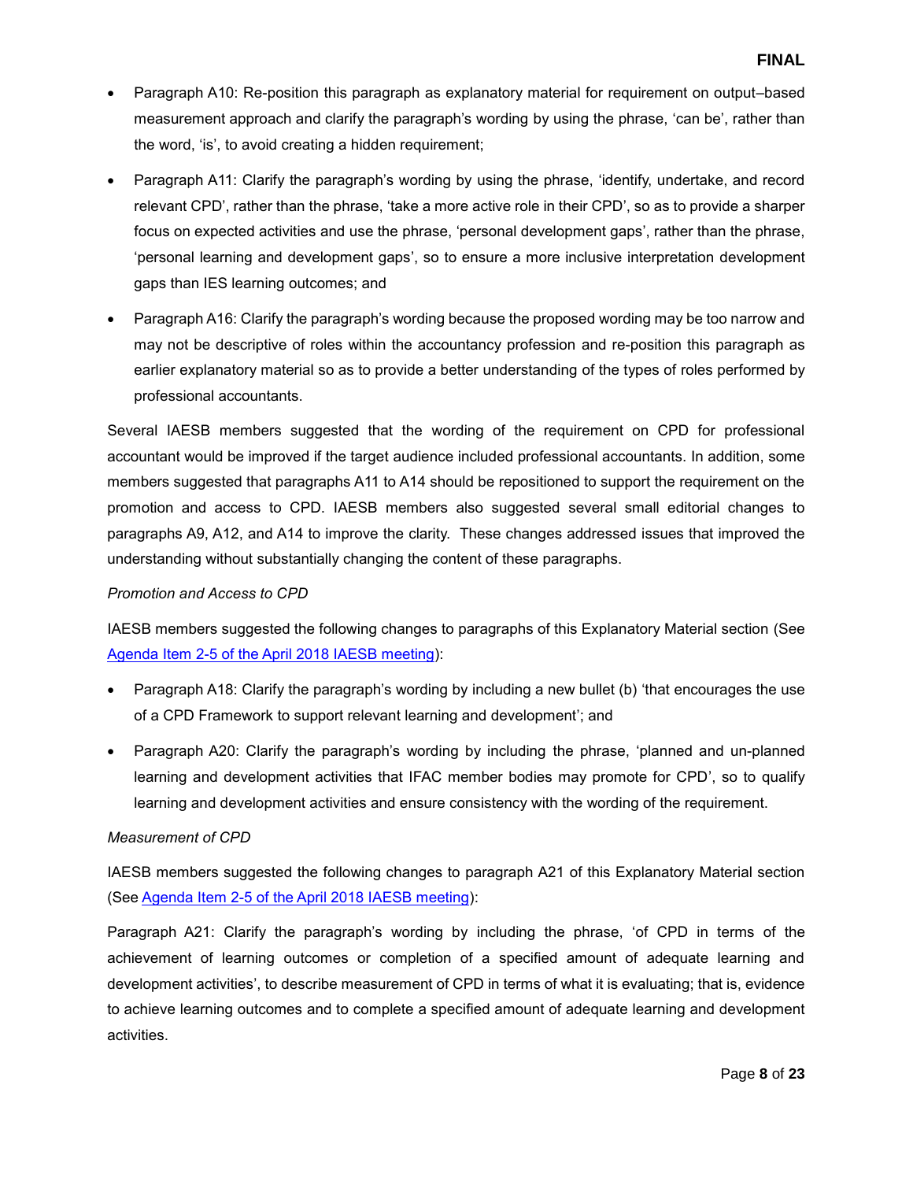- Paragraph A10: Re-position this paragraph as explanatory material for requirement on output–based measurement approach and clarify the paragraph's wording by using the phrase, 'can be', rather than the word, 'is', to avoid creating a hidden requirement;
- Paragraph A11: Clarify the paragraph's wording by using the phrase, 'identify, undertake, and record relevant CPD', rather than the phrase, 'take a more active role in their CPD', so as to provide a sharper focus on expected activities and use the phrase, 'personal development gaps', rather than the phrase, 'personal learning and development gaps', so to ensure a more inclusive interpretation development gaps than IES learning outcomes; and
- Paragraph A16: Clarify the paragraph's wording because the proposed wording may be too narrow and may not be descriptive of roles within the accountancy profession and re-position this paragraph as earlier explanatory material so as to provide a better understanding of the types of roles performed by professional accountants.

Several IAESB members suggested that the wording of the requirement on CPD for professional accountant would be improved if the target audience included professional accountants. In addition, some members suggested that paragraphs A11 to A14 should be repositioned to support the requirement on the promotion and access to CPD. IAESB members also suggested several small editorial changes to paragraphs A9, A12, and A14 to improve the clarity. These changes addressed issues that improved the understanding without substantially changing the content of these paragraphs.

*Promotion and Access to CPD*

IAESB members suggested the following changes to paragraphs of this Explanatory Material section (See Agenda Item 2-5 of the April 2018 IAESB meeting):

- Paragraph A18: Clarify the paragraph's wording by including a new bullet (b) 'that encourages the use of a CPD Framework to support relevant learning and development'; and
- Paragraph A20: Clarify the paragraph's wording by including the phrase, 'planned and un-planned learning and development activities that IFAC member bodies may promote for CPD', so to qualify learning and development activities and ensure consistency with the wording of the requirement.

*Measurement of CPD*

IAESB members suggested the following changes to paragraph A21 of this Explanatory Material section (See Agenda Item 2-5 of the April 2018 IAESB meeting):

Paragraph A21: Clarify the paragraph's wording by including the phrase, 'of CPD in terms of the achievement of learning outcomes or completion of a specified amount of adequate learning and development activities', to describe measurement of CPD in terms of what it is evaluating; that is, evidence to achieve learning outcomes and to complete a specified amount of adequate learning and development activities.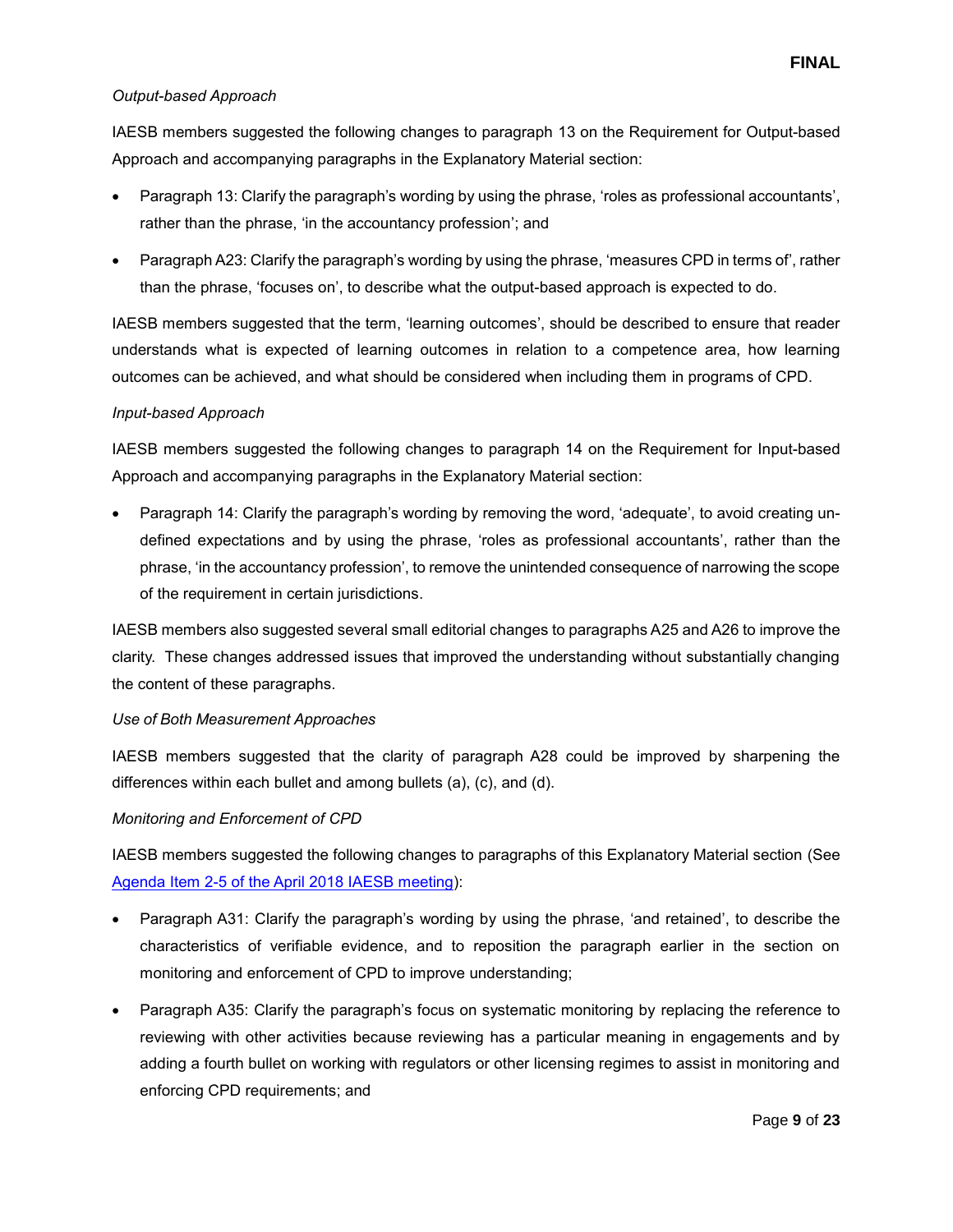*Output-based Approach*

IAESB members suggested the following changes to paragraph 13 on the Requirement for Output-based Approach and accompanying paragraphs in the Explanatory Material section:

- Paragraph 13: Clarify the paragraph's wording by using the phrase, 'roles as professional accountants', rather than the phrase, 'in the accountancy profession'; and
- Paragraph A23: Clarify the paragraph's wording by using the phrase, 'measures CPD in terms of', rather than the phrase, 'focuses on', to describe what the output-based approach is expected to do.

IAESB members suggested that the term, 'learning outcomes', should be described to ensure that reader understands what is expected of learning outcomes in relation to a competence area, how learning outcomes can be achieved, and what should be considered when including them in programs of CPD.

*Input-based Approach*

IAESB members suggested the following changes to paragraph 14 on the Requirement for Input-based Approach and accompanying paragraphs in the Explanatory Material section:

- Paragraph 14: Clarify the paragraph's wording by removing the word, 'adequate', to avoid creating un-defined expectations and by using the phrase, 'roles as professional accountants', rather than the phrase, 'in the accountancy profession', to remove the unintended consequence of narrowing the scope of the requirement in certain jurisdictions.

IAESB members also suggested several small editorial changes to paragraphs A25 and A26 to improve the clarity. These changes addressed issues that improved the understanding without substantially changing the content of these paragraphs.

*Use of Both Measurement Approaches*

IAESB members suggested that the clarity of paragraph A28 could be improved by sharpening the differences within each bullet and among bullets (a), (c), and (d).

*Monitoring and Enforcement of CPD*

IAESB members suggested the following changes to paragraphs of this Explanatory Material section (See [Agenda Item 2-5 of the April 2018 IAESB meeting]()):

- Paragraph A31: Clarify the paragraph's wording by using the phrase, 'and retained', to describe the characteristics of verifiable evidence, and to reposition the paragraph earlier in the section on monitoring and enforcement of CPD to improve understanding;
- Paragraph A35: Clarify the paragraph's focus on systematic monitoring by replacing the reference to reviewing with other activities because reviewing has a particular meaning in engagements and by adding a fourth bullet on working with regulators or other licensing regimes to assist in monitoring and enforcing CPD requirements; and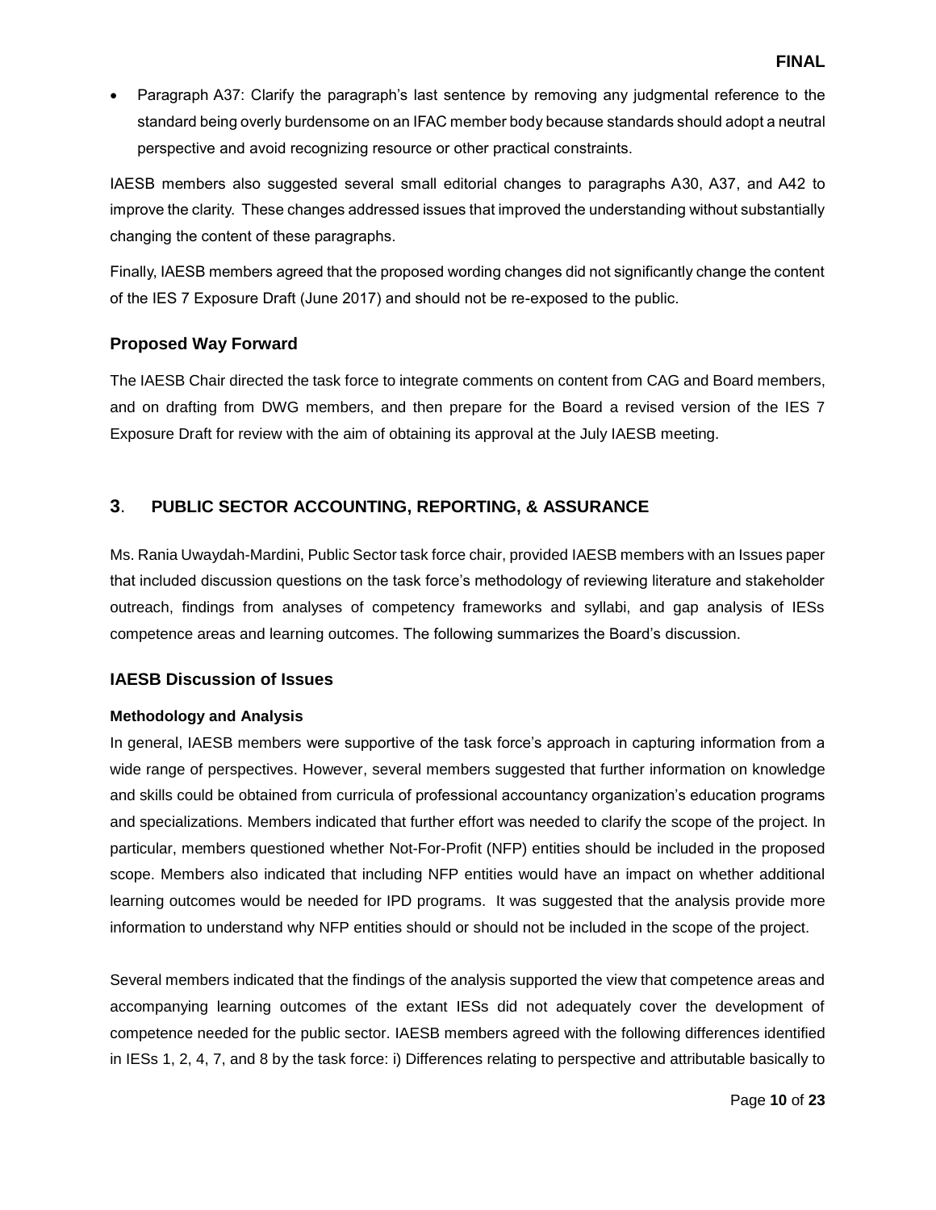- Paragraph A37: Clarify the paragraph's last sentence by removing any judgmental reference to the standard being overly burdensome on an IFAC member body because standards should adopt a neutral perspective and avoid recognizing resource or other practical constraints.

IAESB members also suggested several small editorial changes to paragraphs A30, A37, and A42 to improve the clarity. These changes addressed issues that improved the understanding without substantially changing the content of these paragraphs.

Finally, IAESB members agreed that the proposed wording changes did not significantly change the content of the IES 7 Exposure Draft (June 2017) and should not be re-exposed to the public.

### Proposed Way Forward

The IAESB Chair directed the task force to integrate comments on content from CAG and Board members, and on drafting from DWG members, and then prepare for the Board a revised version of the IES 7 Exposure Draft for review with the aim of obtaining its approval at the July IAESB meeting.

## 3. PUBLIC SECTOR ACCOUNTING, REPORTING, & ASSURANCE

Ms. Rania Uwaydah-Mardini, Public Sector task force chair, provided IAESB members with an Issues paper that included discussion questions on the task force's methodology of reviewing literature and stakeholder outreach, findings from analyses of competency frameworks and syllabi, and gap analysis of IESs competence areas and learning outcomes. The following summarizes the Board's discussion.

### IAESB Discussion of Issues

#### Methodology and Analysis

In general, IAESB members were supportive of the task force's approach in capturing information from a wide range of perspectives. However, several members suggested that further information on knowledge and skills could be obtained from curricula of professional accountancy organization's education programs and specializations. Members indicated that further effort was needed to clarify the scope of the project. In particular, members questioned whether Not-For-Profit (NFP) entities should be included in the proposed scope. Members also indicated that including NFP entities would have an impact on whether additional learning outcomes would be needed for IPD programs. It was suggested that the analysis provide more information to understand why NFP entities should or should not be included in the scope of the project.

Several members indicated that the findings of the analysis supported the view that competence areas and accompanying learning outcomes of the extant IESs did not adequately cover the development of competence needed for the public sector. IAESB members agreed with the following differences identified in IESs 1, 2, 4, 7, and 8 by the task force: i) Differences relating to perspective and attributable basically to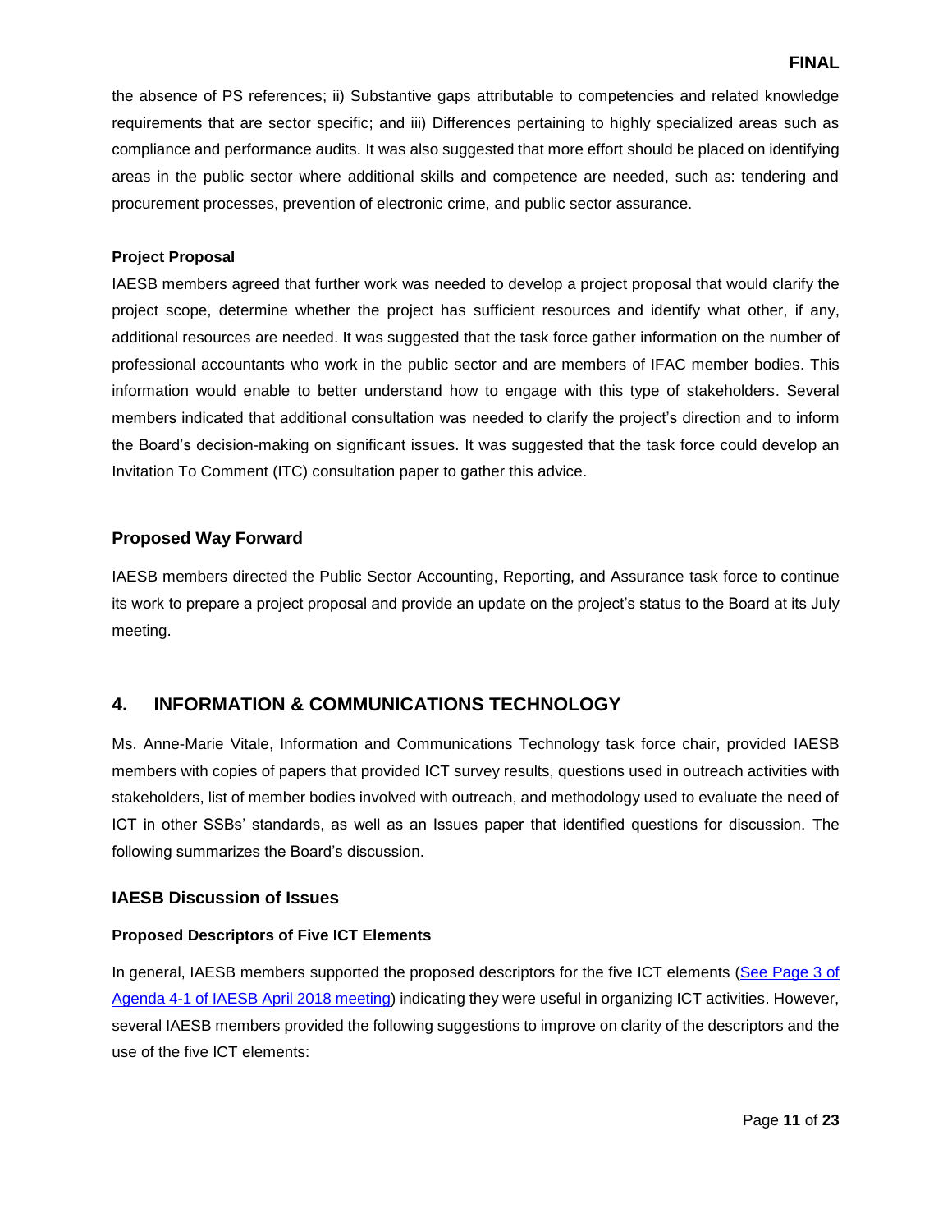the absence of PS references; ii) Substantive gaps attributable to competencies and related knowledge requirements that are sector specific; and iii) Differences pertaining to highly specialized areas such as compliance and performance audits. It was also suggested that more effort should be placed on identifying areas in the public sector where additional skills and competence are needed, such as: tendering and procurement processes, prevention of electronic crime, and public sector assurance.

**Project Proposal**

IAESB members agreed that further work was needed to develop a project proposal that would clarify the project scope, determine whether the project has sufficient resources and identify what other, if any, additional resources are needed. It was suggested that the task force gather information on the number of professional accountants who work in the public sector and are members of IFAC member bodies. This information would enable to better understand how to engage with this type of stakeholders. Several members indicated that additional consultation was needed to clarify the project's direction and to inform the Board's decision-making on significant issues. It was suggested that the task force could develop an Invitation To Comment (ITC) consultation paper to gather this advice.

### Proposed Way Forward

IAESB members directed the Public Sector Accounting, Reporting, and Assurance task force to continue its work to prepare a project proposal and provide an update on the project's status to the Board at its July meeting.

## 4. INFORMATION & COMMUNICATIONS TECHNOLOGY

Ms. Anne-Marie Vitale, Information and Communications Technology task force chair, provided IAESB members with copies of papers that provided ICT survey results, questions used in outreach activities with stakeholders, list of member bodies involved with outreach, and methodology used to evaluate the need of ICT in other SSBs' standards, as well as an Issues paper that identified questions for discussion. The following summarizes the Board's discussion.

### IAESB Discussion of Issues

**Proposed Descriptors of Five ICT Elements**

In general, IAESB members supported the proposed descriptors for the five ICT elements (See Page 3 of Agenda 4-1 of IAESB April 2018 meeting) indicating they were useful in organizing ICT activities. However, several IAESB members provided the following suggestions to improve on clarity of the descriptors and the use of the five ICT elements: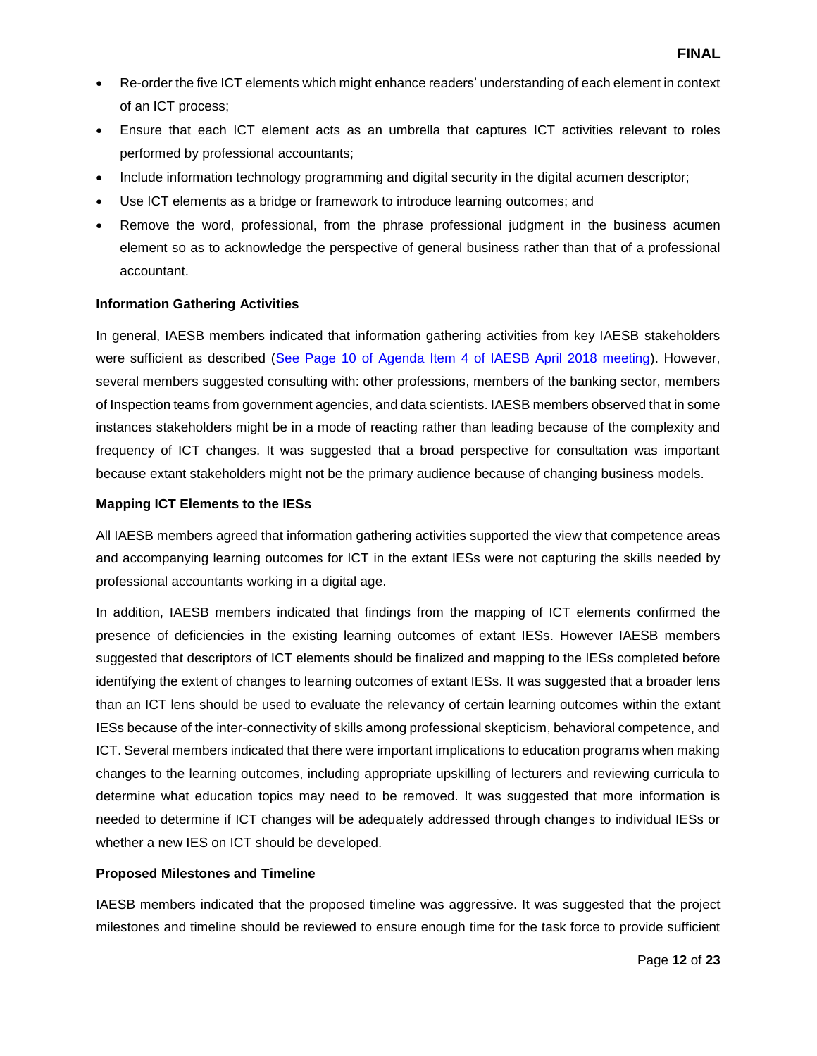- Re-order the five ICT elements which might enhance readers' understanding of each element in context of an ICT process;
- Ensure that each ICT element acts as an umbrella that captures ICT activities relevant to roles performed by professional accountants;
- Include information technology programming and digital security in the digital acumen descriptor;
- Use ICT elements as a bridge or framework to introduce learning outcomes; and
- Remove the word, professional, from the phrase professional judgment in the business acumen element so as to acknowledge the perspective of general business rather than that of a professional accountant.

**Information Gathering Activities**

In general, IAESB members indicated that information gathering activities from key IAESB stakeholders were sufficient as described (See Page 10 of Agenda Item 4 of IAESB April 2018 meeting). However, several members suggested consulting with: other professions, members of the banking sector, members of Inspection teams from government agencies, and data scientists. IAESB members observed that in some instances stakeholders might be in a mode of reacting rather than leading because of the complexity and frequency of ICT changes. It was suggested that a broad perspective for consultation was important because extant stakeholders might not be the primary audience because of changing business models.

**Mapping ICT Elements to the IESs**

All IAESB members agreed that information gathering activities supported the view that competence areas and accompanying learning outcomes for ICT in the extant IESs were not capturing the skills needed by professional accountants working in a digital age.

In addition, IAESB members indicated that findings from the mapping of ICT elements confirmed the presence of deficiencies in the existing learning outcomes of extant IESs. However IAESB members suggested that descriptors of ICT elements should be finalized and mapping to the IESs completed before identifying the extent of changes to learning outcomes of extant IESs. It was suggested that a broader lens than an ICT lens should be used to evaluate the relevancy of certain learning outcomes within the extant IESs because of the inter-connectivity of skills among professional skepticism, behavioral competence, and ICT. Several members indicated that there were important implications to education programs when making changes to the learning outcomes, including appropriate upskilling of lecturers and reviewing curricula to determine what education topics may need to be removed. It was suggested that more information is needed to determine if ICT changes will be adequately addressed through changes to individual IESs or whether a new IES on ICT should be developed.

**Proposed Milestones and Timeline**

IAESB members indicated that the proposed timeline was aggressive. It was suggested that the project milestones and timeline should be reviewed to ensure enough time for the task force to provide sufficient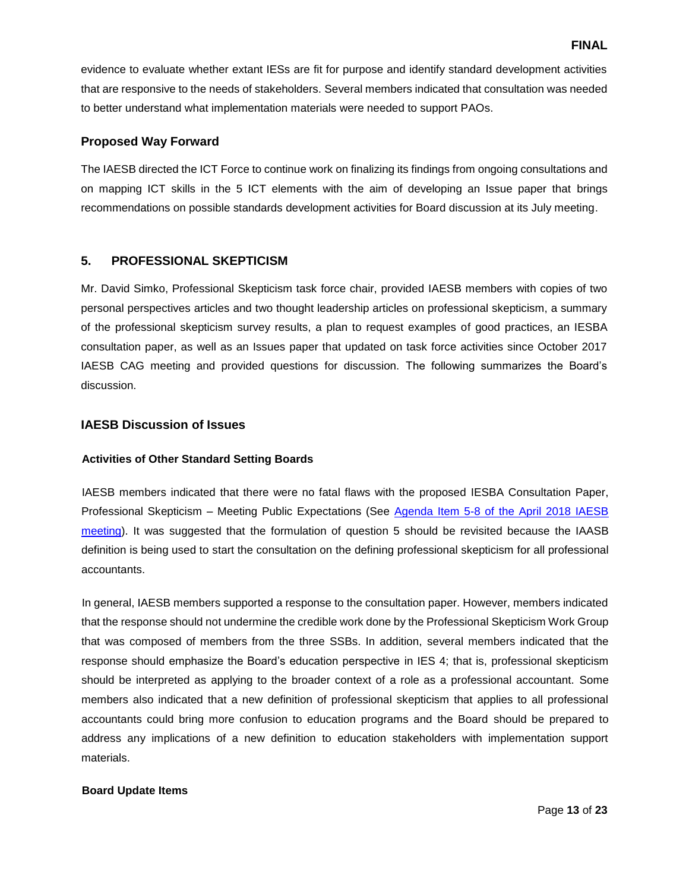evidence to evaluate whether extant IESs are fit for purpose and identify standard development activities that are responsive to the needs of stakeholders. Several members indicated that consultation was needed to better understand what implementation materials were needed to support PAOs.

### Proposed Way Forward

The IAESB directed the ICT Force to continue work on finalizing its findings from ongoing consultations and on mapping ICT skills in the 5 ICT elements with the aim of developing an Issue paper that brings recommendations on possible standards development activities for Board discussion at its July meeting.

## 5. PROFESSIONAL SKEPTICISM

Mr. David Simko, Professional Skepticism task force chair, provided IAESB members with copies of two personal perspectives articles and two thought leadership articles on professional skepticism, a summary of the professional skepticism survey results, a plan to request examples of good practices, an IESBA consultation paper, as well as an Issues paper that updated on task force activities since October 2017 IAESB CAG meeting and provided questions for discussion. The following summarizes the Board's discussion.

### IAESB Discussion of Issues

#### Activities of Other Standard Setting Boards

IAESB members indicated that there were no fatal flaws with the proposed IESBA Consultation Paper, Professional Skepticism – Meeting Public Expectations (See Agenda Item 5-8 of the April 2018 IAESB meeting). It was suggested that the formulation of question 5 should be revisited because the IAASB definition is being used to start the consultation on the defining professional skepticism for all professional accountants.

In general, IAESB members supported a response to the consultation paper. However, members indicated that the response should not undermine the credible work done by the Professional Skepticism Work Group that was composed of members from the three SSBs. In addition, several members indicated that the response should emphasize the Board's education perspective in IES 4; that is, professional skepticism should be interpreted as applying to the broader context of a role as a professional accountant. Some members also indicated that a new definition of professional skepticism that applies to all professional accountants could bring more confusion to education programs and the Board should be prepared to address any implications of a new definition to education stakeholders with implementation support materials.

#### Board Update Items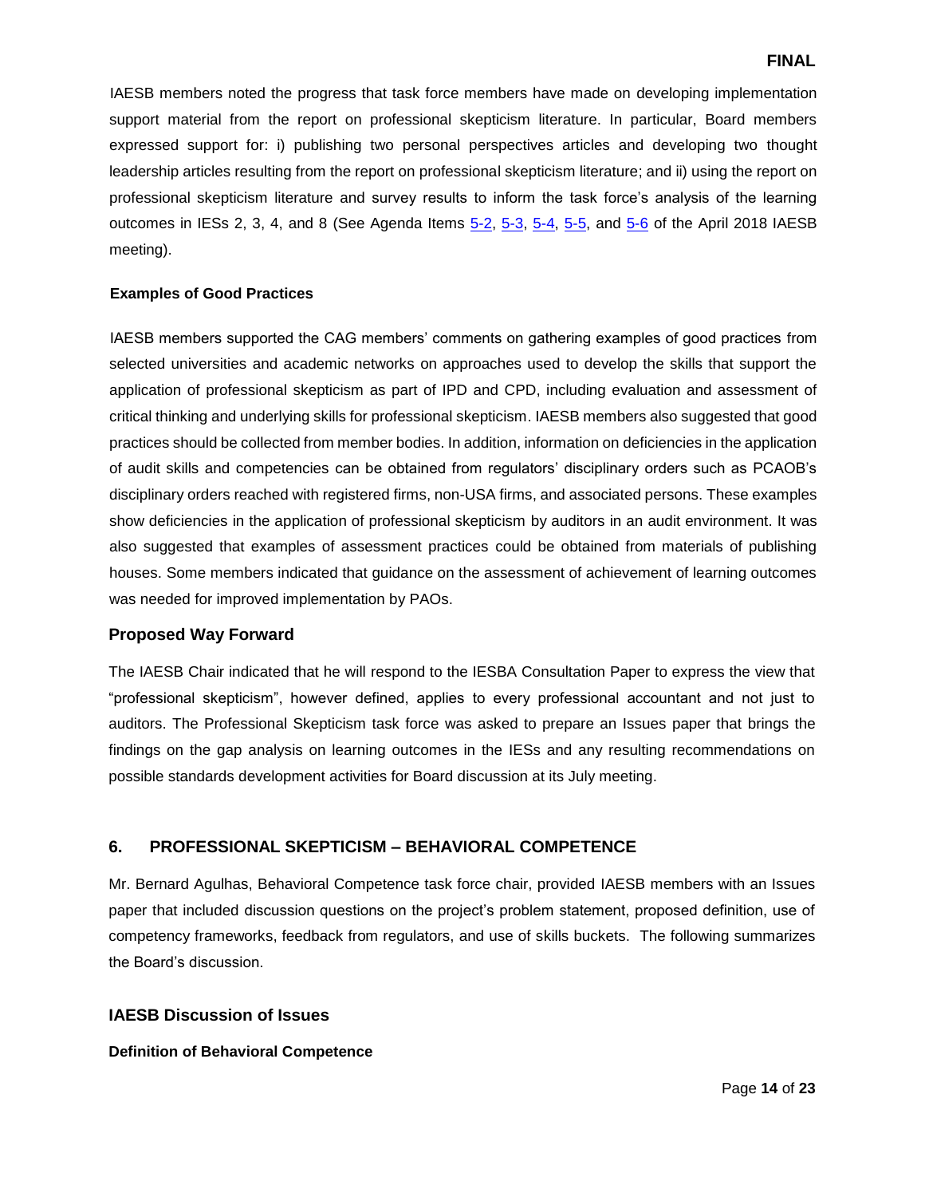IAESB members noted the progress that task force members have made on developing implementation support material from the report on professional skepticism literature. In particular, Board members expressed support for: i) publishing two personal perspectives articles and developing two thought leadership articles resulting from the report on professional skepticism literature; and ii) using the report on professional skepticism literature and survey results to inform the task force's analysis of the learning outcomes in IESs 2, 3, 4, and 8 (See Agenda Items 5-2, 5-3, 5-4, 5-5, and 5-6 of the April 2018 IAESB meeting).

**Examples of Good Practices**

IAESB members supported the CAG members' comments on gathering examples of good practices from selected universities and academic networks on approaches used to develop the skills that support the application of professional skepticism as part of IPD and CPD, including evaluation and assessment of critical thinking and underlying skills for professional skepticism. IAESB members also suggested that good practices should be collected from member bodies. In addition, information on deficiencies in the application of audit skills and competencies can be obtained from regulators' disciplinary orders such as PCAOB's disciplinary orders reached with registered firms, non-USA firms, and associated persons. These examples show deficiencies in the application of professional skepticism by auditors in an audit environment. It was also suggested that examples of assessment practices could be obtained from materials of publishing houses. Some members indicated that guidance on the assessment of achievement of learning outcomes was needed for improved implementation by PAOs.

### Proposed Way Forward

The IAESB Chair indicated that he will respond to the IESBA Consultation Paper to express the view that "professional skepticism", however defined, applies to every professional accountant and not just to auditors. The Professional Skepticism task force was asked to prepare an Issues paper that brings the findings on the gap analysis on learning outcomes in the IESs and any resulting recommendations on possible standards development activities for Board discussion at its July meeting.

## 6. PROFESSIONAL SKEPTICISM – BEHAVIORAL COMPETENCE

Mr. Bernard Agulhas, Behavioral Competence task force chair, provided IAESB members with an Issues paper that included discussion questions on the project's problem statement, proposed definition, use of competency frameworks, feedback from regulators, and use of skills buckets. The following summarizes the Board's discussion.

### IAESB Discussion of Issues

**Definition of Behavioral Competence**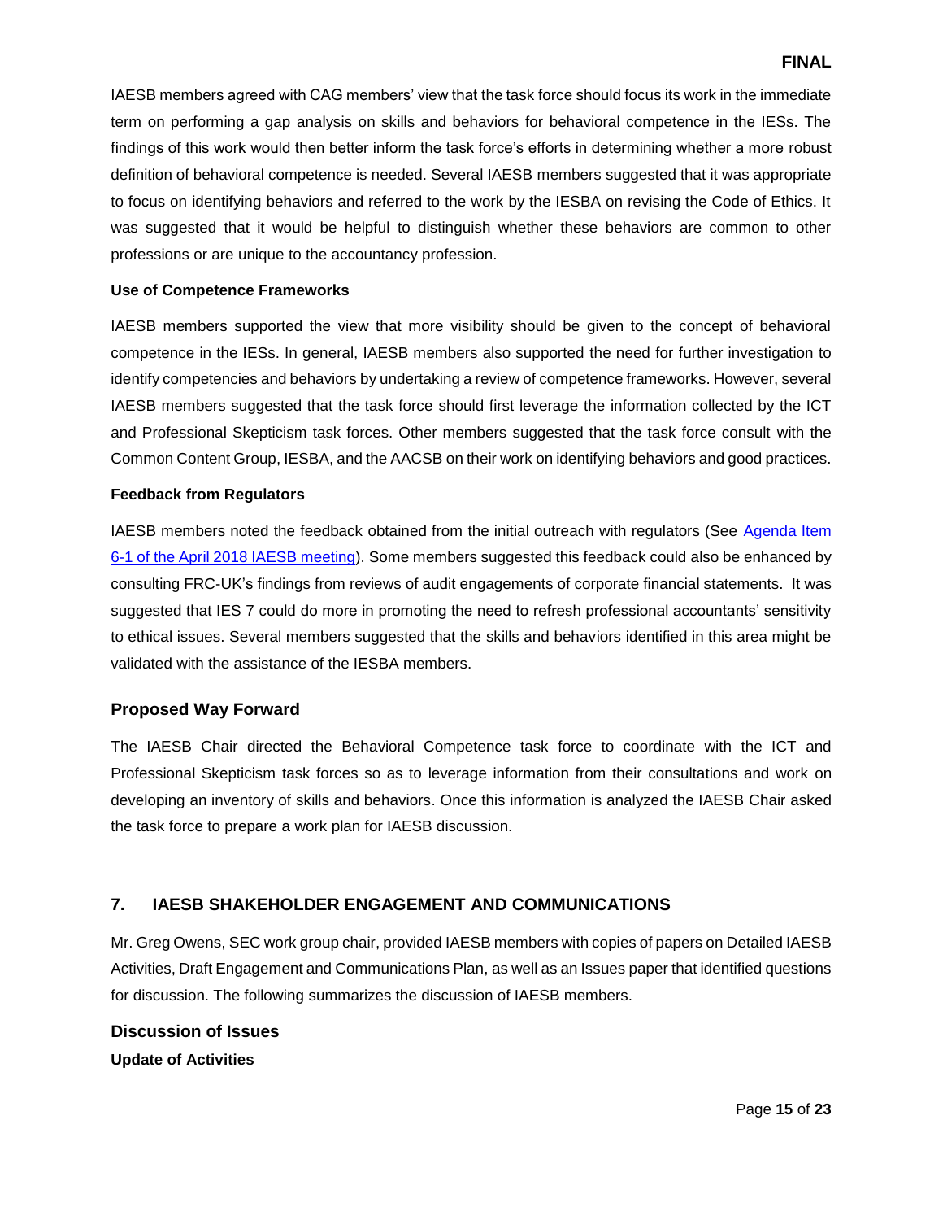IAESB members agreed with CAG members' view that the task force should focus its work in the immediate term on performing a gap analysis on skills and behaviors for behavioral competence in the IESs. The findings of this work would then better inform the task force's efforts in determining whether a more robust definition of behavioral competence is needed. Several IAESB members suggested that it was appropriate to focus on identifying behaviors and referred to the work by the IESBA on revising the Code of Ethics. It was suggested that it would be helpful to distinguish whether these behaviors are common to other professions or are unique to the accountancy profession.

**Use of Competence Frameworks**

IAESB members supported the view that more visibility should be given to the concept of behavioral competence in the IESs. In general, IAESB members also supported the need for further investigation to identify competencies and behaviors by undertaking a review of competence frameworks. However, several IAESB members suggested that the task force should first leverage the information collected by the ICT and Professional Skepticism task forces. Other members suggested that the task force consult with the Common Content Group, IESBA, and the AACSB on their work on identifying behaviors and good practices.

**Feedback from Regulators**

IAESB members noted the feedback obtained from the initial outreach with regulators (See [Agenda Item 6-1 of the April 2018 IAESB meeting]). Some members suggested this feedback could also be enhanced by consulting FRC-UK's findings from reviews of audit engagements of corporate financial statements. It was suggested that IES 7 could do more in promoting the need to refresh professional accountants' sensitivity to ethical issues. Several members suggested that the skills and behaviors identified in this area might be validated with the assistance of the IESBA members.

### Proposed Way Forward

The IAESB Chair directed the Behavioral Competence task force to coordinate with the ICT and Professional Skepticism task forces so as to leverage information from their consultations and work on developing an inventory of skills and behaviors. Once this information is analyzed the IAESB Chair asked the task force to prepare a work plan for IAESB discussion.

## 7. IAESB SHAKEHOLDER ENGAGEMENT AND COMMUNICATIONS

Mr. Greg Owens, SEC work group chair, provided IAESB members with copies of papers on Detailed IAESB Activities, Draft Engagement and Communications Plan, as well as an Issues paper that identified questions for discussion. The following summarizes the discussion of IAESB members.

### Discussion of Issues

**Update of Activities**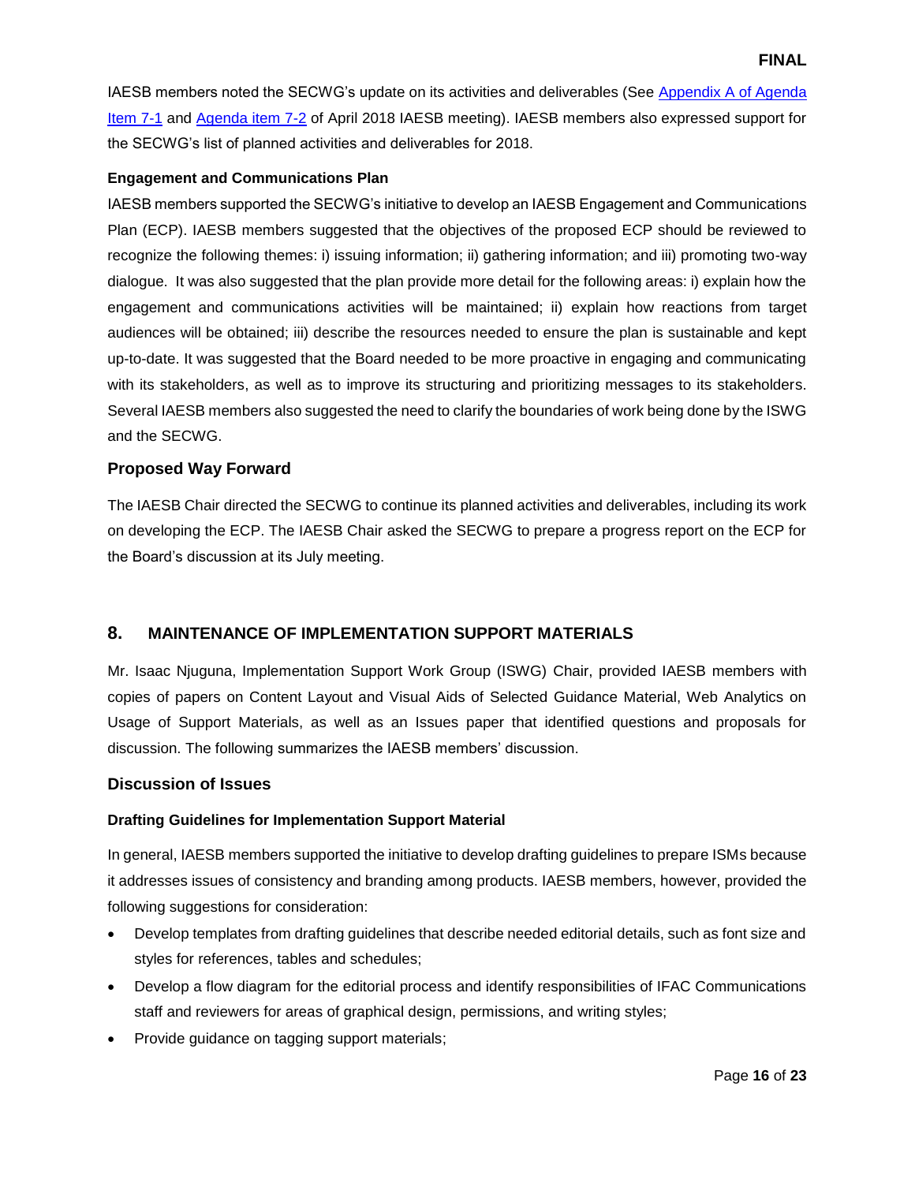IAESB members noted the SECWG's update on its activities and deliverables (See [Appendix A of Agenda Item 7-1]() and [Agenda item 7-2]() of April 2018 IAESB meeting). IAESB members also expressed support for the SECWG's list of planned activities and deliverables for 2018.

**Engagement and Communications Plan**

IAESB members supported the SECWG's initiative to develop an IAESB Engagement and Communications Plan (ECP). IAESB members suggested that the objectives of the proposed ECP should be reviewed to recognize the following themes: i) issuing information; ii) gathering information; and iii) promoting two-way dialogue. It was also suggested that the plan provide more detail for the following areas: i) explain how the engagement and communications activities will be maintained; ii) explain how reactions from target audiences will be obtained; iii) describe the resources needed to ensure the plan is sustainable and kept up-to-date. It was suggested that the Board needed to be more proactive in engaging and communicating with its stakeholders, as well as to improve its structuring and prioritizing messages to its stakeholders. Several IAESB members also suggested the need to clarify the boundaries of work being done by the ISWG and the SECWG.

### Proposed Way Forward

The IAESB Chair directed the SECWG to continue its planned activities and deliverables, including its work on developing the ECP. The IAESB Chair asked the SECWG to prepare a progress report on the ECP for the Board's discussion at its July meeting.

## 8. MAINTENANCE OF IMPLEMENTATION SUPPORT MATERIALS

Mr. Isaac Njuguna, Implementation Support Work Group (ISWG) Chair, provided IAESB members with copies of papers on Content Layout and Visual Aids of Selected Guidance Material, Web Analytics on Usage of Support Materials, as well as an Issues paper that identified questions and proposals for discussion. The following summarizes the IAESB members' discussion.

### Discussion of Issues

**Drafting Guidelines for Implementation Support Material**

In general, IAESB members supported the initiative to develop drafting guidelines to prepare ISMs because it addresses issues of consistency and branding among products. IAESB members, however, provided the following suggestions for consideration:

- Develop templates from drafting guidelines that describe needed editorial details, such as font size and styles for references, tables and schedules;
- Develop a flow diagram for the editorial process and identify responsibilities of IFAC Communications staff and reviewers for areas of graphical design, permissions, and writing styles;
- Provide guidance on tagging support materials;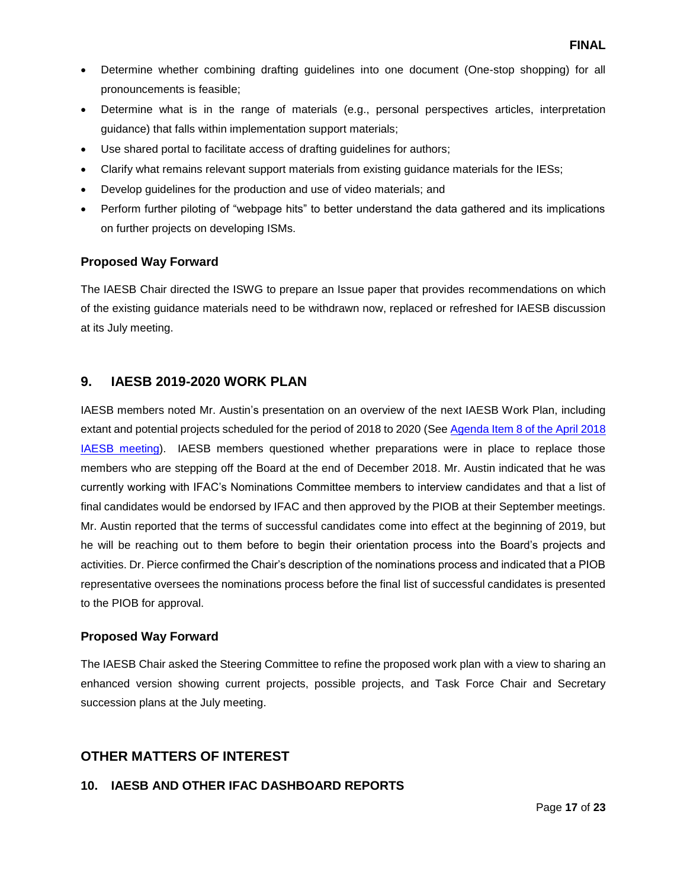- Determine whether combining drafting guidelines into one document (One-stop shopping) for all pronouncements is feasible;
- Determine what is in the range of materials (e.g., personal perspectives articles, interpretation guidance) that falls within implementation support materials;
- Use shared portal to facilitate access of drafting guidelines for authors;
- Clarify what remains relevant support materials from existing guidance materials for the IESs;
- Develop guidelines for the production and use of video materials; and
- Perform further piloting of "webpage hits" to better understand the data gathered and its implications on further projects on developing ISMs.

### Proposed Way Forward

The IAESB Chair directed the ISWG to prepare an Issue paper that provides recommendations on which of the existing guidance materials need to be withdrawn now, replaced or refreshed for IAESB discussion at its July meeting.

## 9. IAESB 2019-2020 WORK PLAN

IAESB members noted Mr. Austin's presentation on an overview of the next IAESB Work Plan, including extant and potential projects scheduled for the period of 2018 to 2020 (See [Agenda Item 8 of the April 2018 IAESB meeting](#)). IAESB members questioned whether preparations were in place to replace those members who are stepping off the Board at the end of December 2018. Mr. Austin indicated that he was currently working with IFAC's Nominations Committee members to interview candidates and that a list of final candidates would be endorsed by IFAC and then approved by the PIOB at their September meetings. Mr. Austin reported that the terms of successful candidates come into effect at the beginning of 2019, but he will be reaching out to them before to begin their orientation process into the Board's projects and activities. Dr. Pierce confirmed the Chair's description of the nominations process and indicated that a PIOB representative oversees the nominations process before the final list of successful candidates is presented to the PIOB for approval.

### Proposed Way Forward

The IAESB Chair asked the Steering Committee to refine the proposed work plan with a view to sharing an enhanced version showing current projects, possible projects, and Task Force Chair and Secretary succession plans at the July meeting.

## OTHER MATTERS OF INTEREST

## 10. IAESB AND OTHER IFAC DASHBOARD REPORTS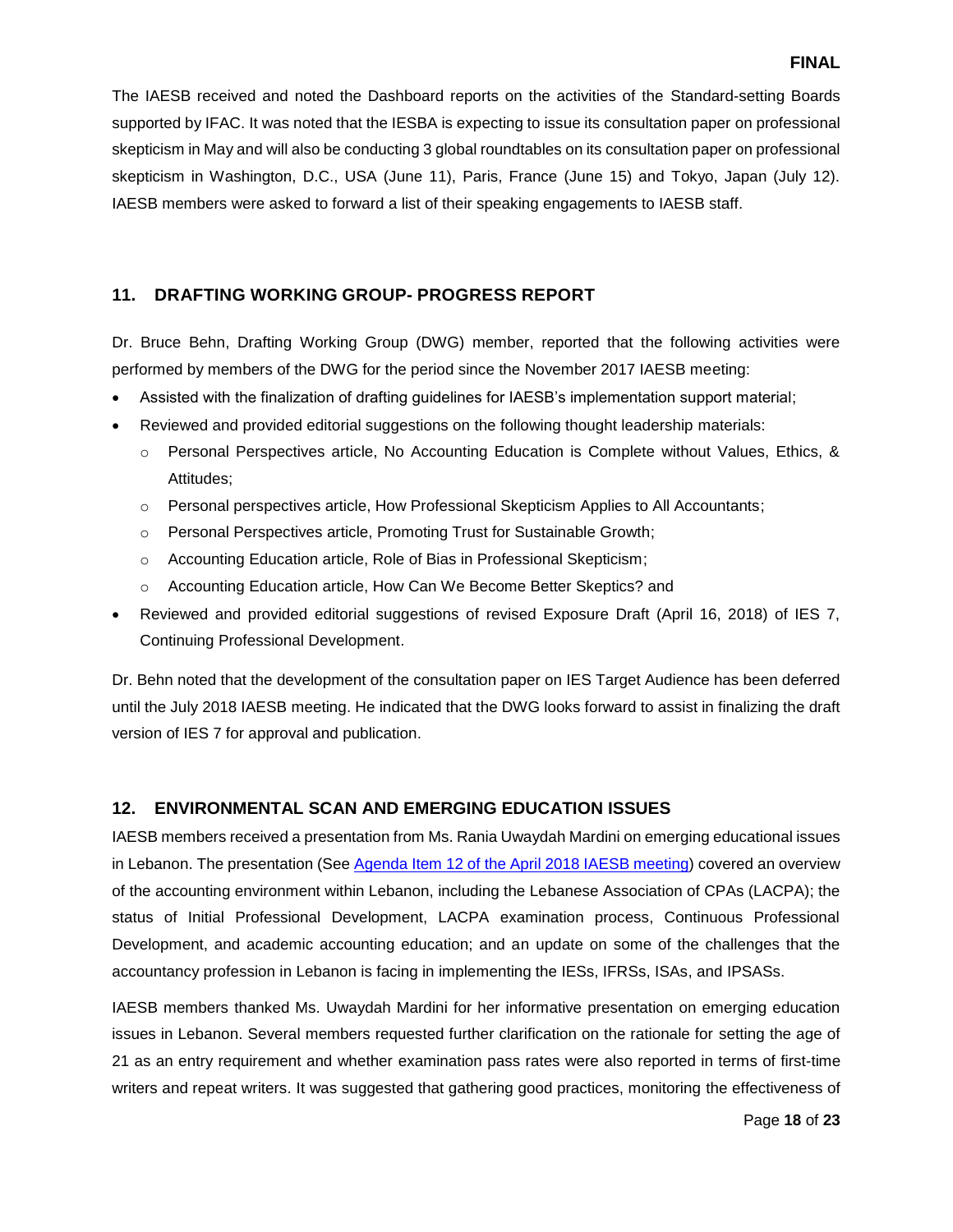The IAESB received and noted the Dashboard reports on the activities of the Standard-setting Boards supported by IFAC. It was noted that the IESBA is expecting to issue its consultation paper on professional skepticism in May and will also be conducting 3 global roundtables on its consultation paper on professional skepticism in Washington, D.C., USA (June 11), Paris, France (June 15) and Tokyo, Japan (July 12). IAESB members were asked to forward a list of their speaking engagements to IAESB staff.

## 11. DRAFTING WORKING GROUP- PROGRESS REPORT

Dr. Bruce Behn, Drafting Working Group (DWG) member, reported that the following activities were performed by members of the DWG for the period since the November 2017 IAESB meeting:

- Assisted with the finalization of drafting guidelines for IAESB's implementation support material;
- Reviewed and provided editorial suggestions on the following thought leadership materials:
  - Personal Perspectives article, No Accounting Education is Complete without Values, Ethics, & Attitudes;
  - Personal perspectives article, How Professional Skepticism Applies to All Accountants;
  - Personal Perspectives article, Promoting Trust for Sustainable Growth;
  - Accounting Education article, Role of Bias in Professional Skepticism;
  - Accounting Education article, How Can We Become Better Skeptics? and
- Reviewed and provided editorial suggestions of revised Exposure Draft (April 16, 2018) of IES 7, Continuing Professional Development.

Dr. Behn noted that the development of the consultation paper on IES Target Audience has been deferred until the July 2018 IAESB meeting. He indicated that the DWG looks forward to assist in finalizing the draft version of IES 7 for approval and publication.

## 12. ENVIRONMENTAL SCAN AND EMERGING EDUCATION ISSUES

IAESB members received a presentation from Ms. Rania Uwaydah Mardini on emerging educational issues in Lebanon. The presentation (See [Agenda Item 12 of the April 2018 IAESB meeting]) covered an overview of the accounting environment within Lebanon, including the Lebanese Association of CPAs (LACPA); the status of Initial Professional Development, LACPA examination process, Continuous Professional Development, and academic accounting education; and an update on some of the challenges that the accountancy profession in Lebanon is facing in implementing the IESs, IFRSs, ISAs, and IPSASs.

IAESB members thanked Ms. Uwaydah Mardini for her informative presentation on emerging education issues in Lebanon. Several members requested further clarification on the rationale for setting the age of 21 as an entry requirement and whether examination pass rates were also reported in terms of first-time writers and repeat writers. It was suggested that gathering good practices, monitoring the effectiveness of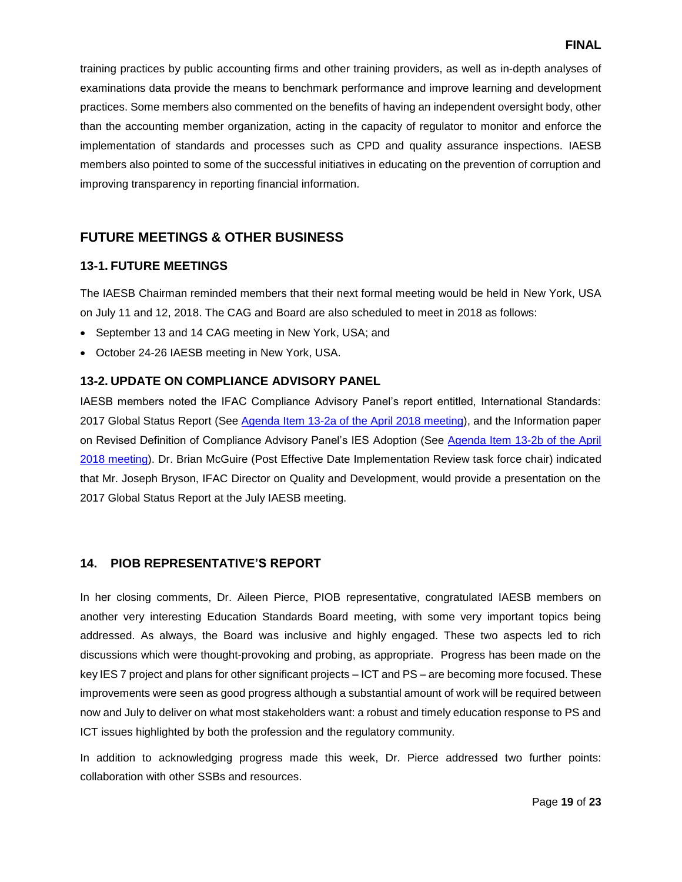training practices by public accounting firms and other training providers, as well as in-depth analyses of examinations data provide the means to benchmark performance and improve learning and development practices. Some members also commented on the benefits of having an independent oversight body, other than the accounting member organization, acting in the capacity of regulator to monitor and enforce the implementation of standards and processes such as CPD and quality assurance inspections. IAESB members also pointed to some of the successful initiatives in educating on the prevention of corruption and improving transparency in reporting financial information.

## FUTURE MEETINGS & OTHER BUSINESS

### 13-1. FUTURE MEETINGS

The IAESB Chairman reminded members that their next formal meeting would be held in New York, USA on July 11 and 12, 2018. The CAG and Board are also scheduled to meet in 2018 as follows:

- September 13 and 14 CAG meeting in New York, USA; and
- October 24-26 IAESB meeting in New York, USA.

### 13-2. UPDATE ON COMPLIANCE ADVISORY PANEL

IAESB members noted the IFAC Compliance Advisory Panel's report entitled, International Standards: 2017 Global Status Report (See Agenda Item 13-2a of the April 2018 meeting), and the Information paper on Revised Definition of Compliance Advisory Panel's IES Adoption (See Agenda Item 13-2b of the April 2018 meeting). Dr. Brian McGuire (Post Effective Date Implementation Review task force chair) indicated that Mr. Joseph Bryson, IFAC Director on Quality and Development, would provide a presentation on the 2017 Global Status Report at the July IAESB meeting.

## 14. PIOB REPRESENTATIVE'S REPORT

In her closing comments, Dr. Aileen Pierce, PIOB representative, congratulated IAESB members on another very interesting Education Standards Board meeting, with some very important topics being addressed. As always, the Board was inclusive and highly engaged. These two aspects led to rich discussions which were thought-provoking and probing, as appropriate. Progress has been made on the key IES 7 project and plans for other significant projects – ICT and PS – are becoming more focused. These improvements were seen as good progress although a substantial amount of work will be required between now and July to deliver on what most stakeholders want: a robust and timely education response to PS and ICT issues highlighted by both the profession and the regulatory community.

In addition to acknowledging progress made this week, Dr. Pierce addressed two further points: collaboration with other SSBs and resources.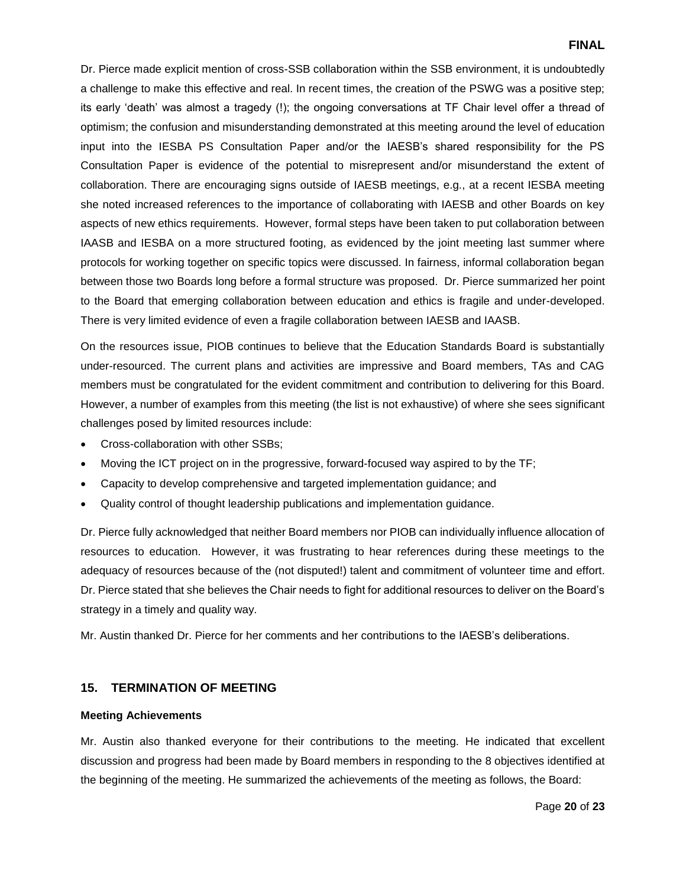Dr. Pierce made explicit mention of cross-SSB collaboration within the SSB environment, it is undoubtedly a challenge to make this effective and real. In recent times, the creation of the PSWG was a positive step; its early 'death' was almost a tragedy (!); the ongoing conversations at TF Chair level offer a thread of optimism; the confusion and misunderstanding demonstrated at this meeting around the level of education input into the IESBA PS Consultation Paper and/or the IAESB's shared responsibility for the PS Consultation Paper is evidence of the potential to misrepresent and/or misunderstand the extent of collaboration. There are encouraging signs outside of IAESB meetings, e.g., at a recent IESBA meeting she noted increased references to the importance of collaborating with IAESB and other Boards on key aspects of new ethics requirements. However, formal steps have been taken to put collaboration between IAASB and IESBA on a more structured footing, as evidenced by the joint meeting last summer where protocols for working together on specific topics were discussed. In fairness, informal collaboration began between those two Boards long before a formal structure was proposed. Dr. Pierce summarized her point to the Board that emerging collaboration between education and ethics is fragile and under-developed. There is very limited evidence of even a fragile collaboration between IAESB and IAASB.

On the resources issue, PIOB continues to believe that the Education Standards Board is substantially under-resourced. The current plans and activities are impressive and Board members, TAs and CAG members must be congratulated for the evident commitment and contribution to delivering for this Board. However, a number of examples from this meeting (the list is not exhaustive) of where she sees significant challenges posed by limited resources include:

- Cross-collaboration with other SSBs;
- Moving the ICT project on in the progressive, forward-focused way aspired to by the TF;
- Capacity to develop comprehensive and targeted implementation guidance; and
- Quality control of thought leadership publications and implementation guidance.

Dr. Pierce fully acknowledged that neither Board members nor PIOB can individually influence allocation of resources to education. However, it was frustrating to hear references during these meetings to the adequacy of resources because of the (not disputed!) talent and commitment of volunteer time and effort. Dr. Pierce stated that she believes the Chair needs to fight for additional resources to deliver on the Board's strategy in a timely and quality way.

Mr. Austin thanked Dr. Pierce for her comments and her contributions to the IAESB's deliberations.

## 15. TERMINATION OF MEETING

### Meeting Achievements

Mr. Austin also thanked everyone for their contributions to the meeting. He indicated that excellent discussion and progress had been made by Board members in responding to the 8 objectives identified at the beginning of the meeting. He summarized the achievements of the meeting as follows, the Board: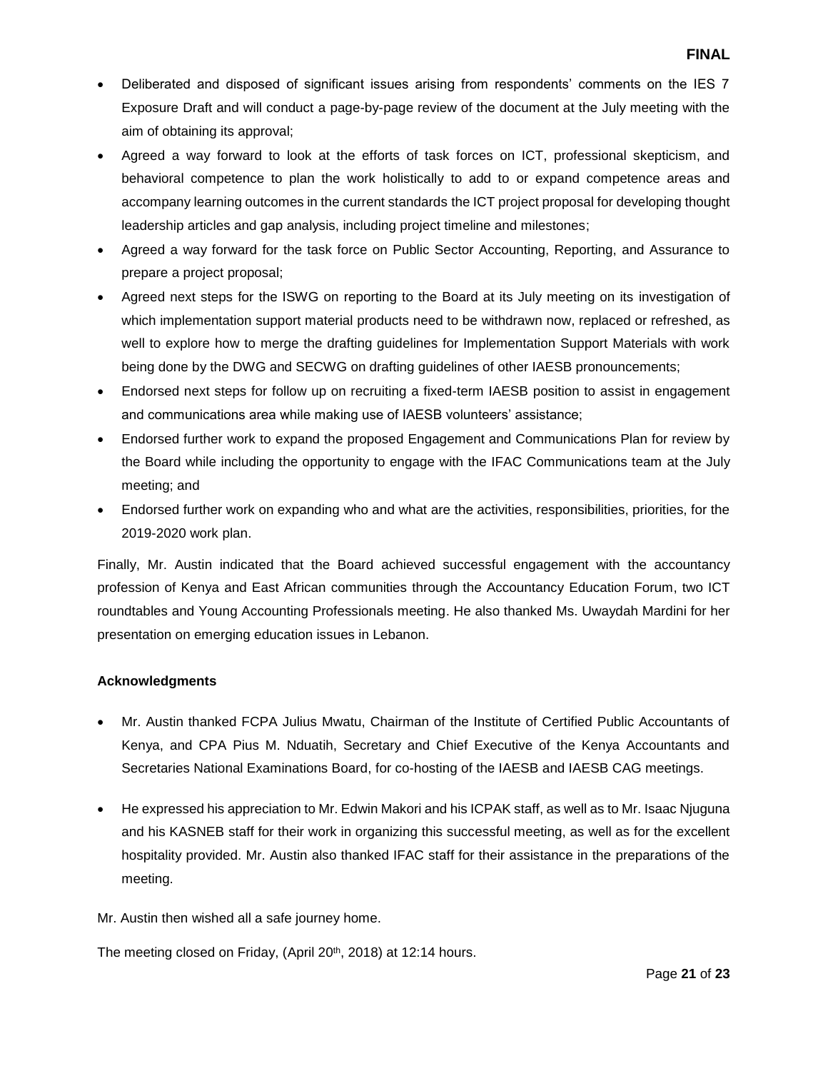- Deliberated and disposed of significant issues arising from respondents' comments on the IES 7 Exposure Draft and will conduct a page-by-page review of the document at the July meeting with the aim of obtaining its approval;
- Agreed a way forward to look at the efforts of task forces on ICT, professional skepticism, and behavioral competence to plan the work holistically to add to or expand competence areas and accompany learning outcomes in the current standards the ICT project proposal for developing thought leadership articles and gap analysis, including project timeline and milestones;
- Agreed a way forward for the task force on Public Sector Accounting, Reporting, and Assurance to prepare a project proposal;
- Agreed next steps for the ISWG on reporting to the Board at its July meeting on its investigation of which implementation support material products need to be withdrawn now, replaced or refreshed, as well to explore how to merge the drafting guidelines for Implementation Support Materials with work being done by the DWG and SECWG on drafting guidelines of other IAESB pronouncements;
- Endorsed next steps for follow up on recruiting a fixed-term IAESB position to assist in engagement and communications area while making use of IAESB volunteers' assistance;
- Endorsed further work to expand the proposed Engagement and Communications Plan for review by the Board while including the opportunity to engage with the IFAC Communications team at the July meeting; and
- Endorsed further work on expanding who and what are the activities, responsibilities, priorities, for the 2019-2020 work plan.

Finally, Mr. Austin indicated that the Board achieved successful engagement with the accountancy profession of Kenya and East African communities through the Accountancy Education Forum, two ICT roundtables and Young Accounting Professionals meeting. He also thanked Ms. Uwaydah Mardini for her presentation on emerging education issues in Lebanon.

**Acknowledgments**

- Mr. Austin thanked FCPA Julius Mwatu, Chairman of the Institute of Certified Public Accountants of Kenya, and CPA Pius M. Nduatih, Secretary and Chief Executive of the Kenya Accountants and Secretaries National Examinations Board, for co-hosting of the IAESB and IAESB CAG meetings.

- He expressed his appreciation to Mr. Edwin Makori and his ICPAK staff, as well as to Mr. Isaac Njuguna and his KASNEB staff for their work in organizing this successful meeting, as well as for the excellent hospitality provided. Mr. Austin also thanked IFAC staff for their assistance in the preparations of the meeting.

Mr. Austin then wished all a safe journey home.

The meeting closed on Friday, (April 20th, 2018) at 12:14 hours.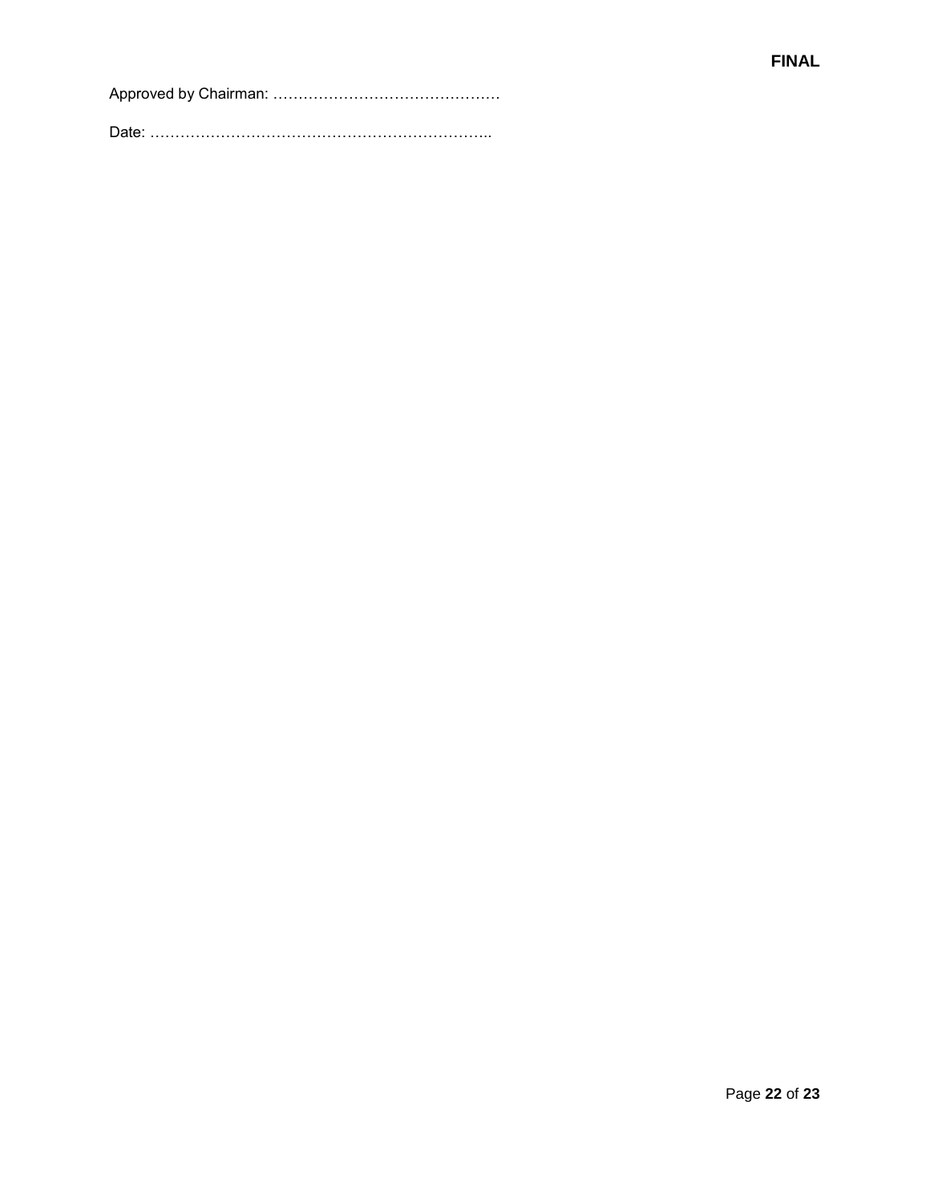Approved by Chairman: ………………………………………

Date: …………………………………………………………..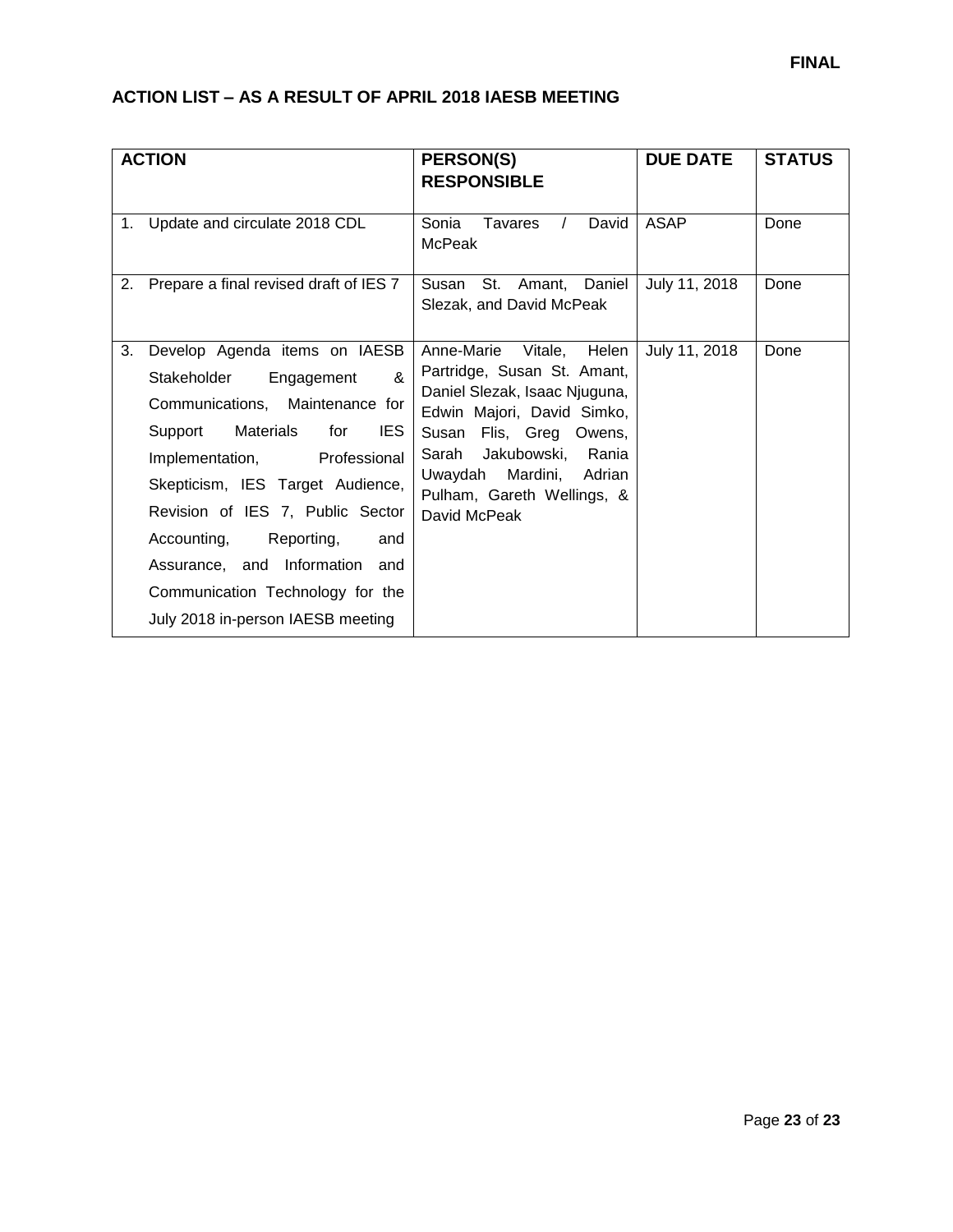**FINAL**

## ACTION LIST – AS A RESULT OF APRIL 2018 IAESB MEETING

| ACTION | PERSON(S) RESPONSIBLE | DUE DATE | STATUS |
|---|---|---|---|
| 1. Update and circulate 2018 CDL | Sonia Tavares / David McPeak | ASAP | Done |
| 2. Prepare a final revised draft of IES 7 | Susan St. Amant, Daniel Slezak, and David McPeak | July 11, 2018 | Done |
| 3. Develop Agenda items on IAESB Stakeholder Engagement & Communications, Maintenance for Support Materials for IES Implementation, Professional Skepticism, IES Target Audience, Revision of IES 7, Public Sector Accounting, Reporting, and Assurance, and Information and Communication Technology for the July 2018 in-person IAESB meeting | Anne-Marie Vitale, Helen Partridge, Susan St. Amant, Daniel Slezak, Isaac Njuguna, Edwin Majori, David Simko, Susan Flis, Greg Owens, Sarah Jakubowski, Rania Uwaydah Mardini, Adrian Pulham, Gareth Wellings, & David McPeak | July 11, 2018 | Done |